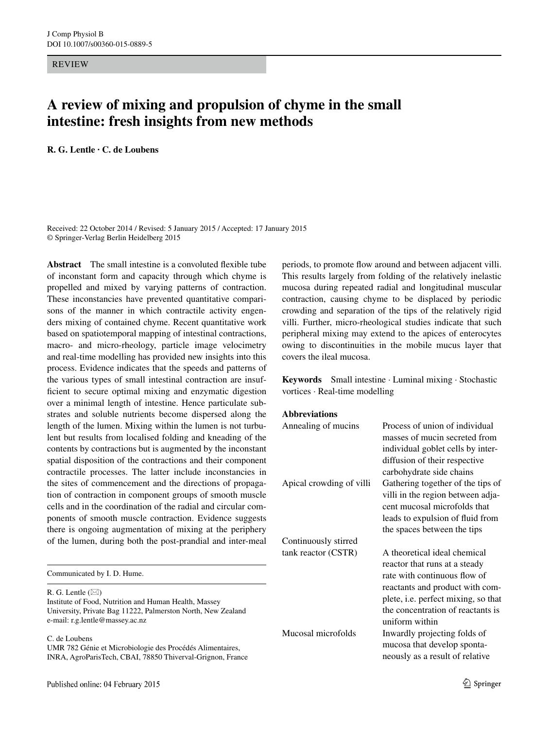REVIEW

# A review of mixing and propulsion of chyme in the small intestine: fresh insights from new methods

**R. G. Lentle · C. de Loubens**

Received: 22 October 2014 / Revised: 5 January 2015 / Accepted: 17 January 2015
© Springer-Verlag Berlin Heidelberg 2015

**Abstract** The small intestine is a convoluted flexible tube of inconstant form and capacity through which chyme is propelled and mixed by varying patterns of contraction. These inconstancies have prevented quantitative comparisons of the manner in which contractile activity engenders mixing of contained chyme. Recent quantitative work based on spatiotemporal mapping of intestinal contractions, macro- and micro-rheology, particle image velocimetry and real-time modelling has provided new insights into this process. Evidence indicates that the speeds and patterns of the various types of small intestinal contraction are insufficient to secure optimal mixing and enzymatic digestion over a minimal length of intestine. Hence particulate substrates and soluble nutrients become dispersed along the length of the lumen. Mixing within the lumen is not turbulent but results from localised folding and kneading of the contents by contractions but is augmented by the inconstant spatial disposition of the contractions and their component contractile processes. The latter include inconstancies in the sites of commencement and the directions of propagation of contraction in component groups of smooth muscle cells and in the coordination of the radial and circular components of smooth muscle contraction. Evidence suggests there is ongoing augmentation of mixing at the periphery of the lumen, during both the post-prandial and inter-meal periods, to promote flow around and between adjacent villi. This results largely from folding of the relatively inelastic mucosa during repeated radial and longitudinal muscular contraction, causing chyme to be displaced by periodic crowding and separation of the tips of the relatively rigid villi. Further, micro-rheological studies indicate that such peripheral mixing may extend to the apices of enterocytes owing to discontinuities in the mobile mucus layer that covers the ileal mucosa.

**Keywords** Small intestine · Luminal mixing · Stochastic vortices · Real-time modelling

**Abbreviations**

| | |
|---|---|
| Annealing of mucins | Process of union of individual masses of mucin secreted from individual goblet cells by inter-diffusion of their respective carbohydrate side chains |
| Apical crowding of villi | Gathering together of the tips of villi in the region between adjacent mucosal microfolds that leads to expulsion of fluid from the spaces between the tips |
| Continuously stirred tank reactor (CSTR) | A theoretical ideal chemical reactor that runs at a steady rate with continuous flow of reactants and product with complete, i.e. perfect mixing, so that the concentration of reactants is uniform within |
| Mucosal microfolds | Inwardly projecting folds of mucosa that develop spontaneously as a result of relative |

Communicated by I. D. Hume.

R. G. Lentle (✉)
Institute of Food, Nutrition and Human Health, Massey University, Private Bag 11222, Palmerston North, New Zealand
e-mail: r.g.lentle@massey.ac.nz

C. de Loubens
UMR 782 Génie et Microbiologie des Procédés Alimentaires, INRA, AgroParisTech, CBAI, 78850 Thiverval-Grignon, France

Published online: 04 February 2015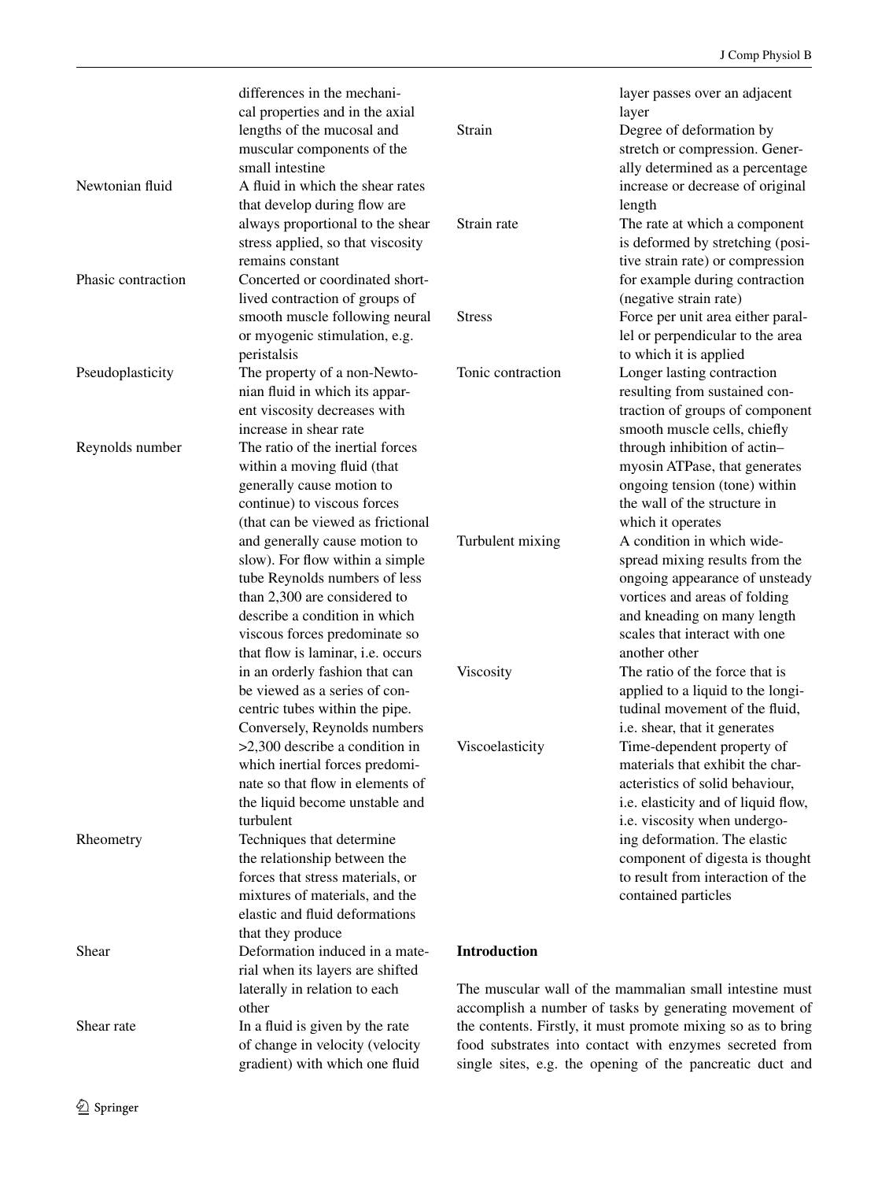| | |
|---|---|
| | differences in the mechanical properties and in the axial lengths of the mucosal and muscular components of the small intestine |
| Newtonian fluid | A fluid in which the shear rates that develop during flow are always proportional to the shear stress applied, so that viscosity remains constant |
| Phasic contraction | Concerted or coordinated short-lived contraction of groups of smooth muscle following neural or myogenic stimulation, e.g. peristalsis |
| Pseudoplasticity | The property of a non-Newtonian fluid in which its apparent viscosity decreases with increase in shear rate |
| Reynolds number | The ratio of the inertial forces within a moving fluid (that generally cause motion to continue) to viscous forces (that can be viewed as frictional and generally cause motion to slow). For flow within a simple tube Reynolds numbers of less than 2,300 are considered to describe a condition in which viscous forces predominate so that flow is laminar, i.e. occurs in an orderly fashion that can be viewed as a series of concentric tubes within the pipe. Conversely, Reynolds numbers >2,300 describe a condition in which inertial forces predominate so that flow in elements of the liquid become unstable and turbulent |
| Rheometry | Techniques that determine the relationship between the forces that stress materials, or mixtures of materials, and the elastic and fluid deformations that they produce |
| Shear | Deformation induced in a material when its layers are shifted laterally in relation to each other |
| Shear rate | In a fluid is given by the rate of change in velocity (velocity gradient) with which one fluid layer passes over an adjacent layer |
| Strain | Degree of deformation by stretch or compression. Generally determined as a percentage increase or decrease of original length |
| Strain rate | The rate at which a component is deformed by stretching (positive strain rate) or compression for example during contraction (negative strain rate) |
| Stress | Force per unit area either parallel or perpendicular to the area to which it is applied |
| Tonic contraction | Longer lasting contraction resulting from sustained contraction of groups of component smooth muscle cells, chiefly through inhibition of actin–myosin ATPase, that generates ongoing tension (tone) within the wall of the structure in which it operates |
| Turbulent mixing | A condition in which widespread mixing results from the ongoing appearance of unsteady vortices and areas of folding and kneading on many length scales that interact with one another other |
| Viscosity | The ratio of the force that is applied to a liquid to the longitudinal movement of the fluid, i.e. shear, that it generates |
| Viscoelasticity | Time-dependent property of materials that exhibit the characteristics of solid behaviour, i.e. elasticity and of liquid flow, i.e. viscosity when undergoing deformation. The elastic component of digesta is thought to result from interaction of the contained particles |

## Introduction

The muscular wall of the mammalian small intestine must accomplish a number of tasks by generating movement of the contents. Firstly, it must promote mixing so as to bring food substrates into contact with enzymes secreted from single sites, e.g. the opening of the pancreatic duct and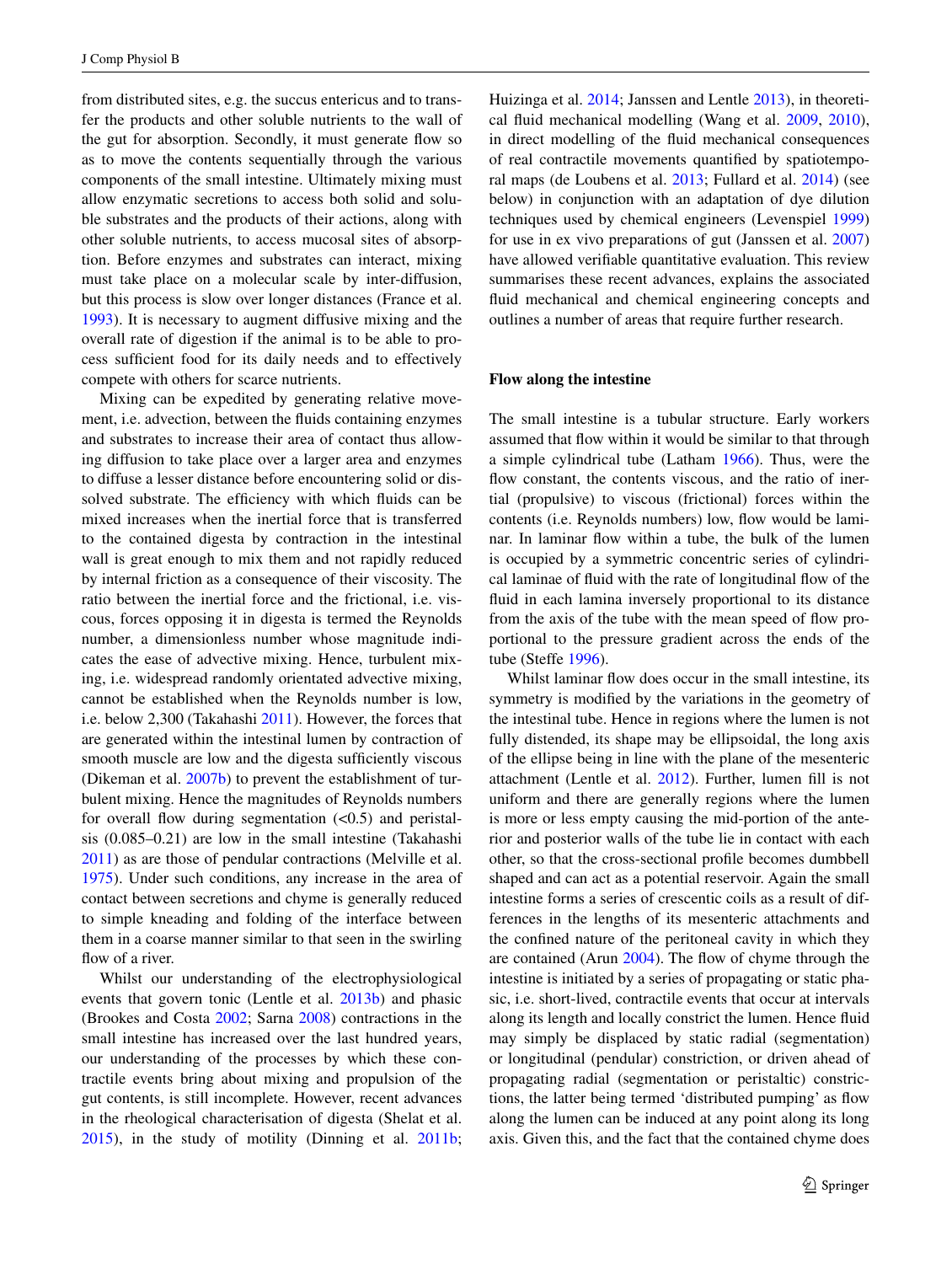from distributed sites, e.g. the succus entericus and to transfer the products and other soluble nutrients to the wall of the gut for absorption. Secondly, it must generate flow so as to move the contents sequentially through the various components of the small intestine. Ultimately mixing must allow enzymatic secretions to access both solid and soluble substrates and the products of their actions, along with other soluble nutrients, to access mucosal sites of absorption. Before enzymes and substrates can interact, mixing must take place on a molecular scale by inter-diffusion, but this process is slow over longer distances (France et al. 1993). It is necessary to augment diffusive mixing and the overall rate of digestion if the animal is to be able to process sufficient food for its daily needs and to effectively compete with others for scarce nutrients.

Mixing can be expedited by generating relative movement, i.e. advection, between the fluids containing enzymes and substrates to increase their area of contact thus allowing diffusion to take place over a larger area and enzymes to diffuse a lesser distance before encountering solid or dissolved substrate. The efficiency with which fluids can be mixed increases when the inertial force that is transferred to the contained digesta by contraction in the intestinal wall is great enough to mix them and not rapidly reduced by internal friction as a consequence of their viscosity. The ratio between the inertial force and the frictional, i.e. viscous, forces opposing it in digesta is termed the Reynolds number, a dimensionless number whose magnitude indicates the ease of advective mixing. Hence, turbulent mixing, i.e. widespread randomly orientated advective mixing, cannot be established when the Reynolds number is low, i.e. below 2,300 (Takahashi 2011). However, the forces that are generated within the intestinal lumen by contraction of smooth muscle are low and the digesta sufficiently viscous (Dikeman et al. 2007b) to prevent the establishment of turbulent mixing. Hence the magnitudes of Reynolds numbers for overall flow during segmentation (<0.5) and peristalsis (0.085–0.21) are low in the small intestine (Takahashi 2011) as are those of pendular contractions (Melville et al. 1975). Under such conditions, any increase in the area of contact between secretions and chyme is generally reduced to simple kneading and folding of the interface between them in a coarse manner similar to that seen in the swirling flow of a river.

Whilst our understanding of the electrophysiological events that govern tonic (Lentle et al. 2013b) and phasic (Brookes and Costa 2002; Sarna 2008) contractions in the small intestine has increased over the last hundred years, our understanding of the processes by which these contractile events bring about mixing and propulsion of the gut contents, is still incomplete. However, recent advances in the rheological characterisation of digesta (Shelat et al. 2015), in the study of motility (Dinning et al. 2011b; Huizinga et al. 2014; Janssen and Lentle 2013), in theoretical fluid mechanical modelling (Wang et al. 2009, 2010), in direct modelling of the fluid mechanical consequences of real contractile movements quantified by spatiotemporal maps (de Loubens et al. 2013; Fullard et al. 2014) (see below) in conjunction with an adaptation of dye dilution techniques used by chemical engineers (Levenspiel 1999) for use in ex vivo preparations of gut (Janssen et al. 2007) have allowed verifiable quantitative evaluation. This review summarises these recent advances, explains the associated fluid mechanical and chemical engineering concepts and outlines a number of areas that require further research.

## Flow along the intestine

The small intestine is a tubular structure. Early workers assumed that flow within it would be similar to that through a simple cylindrical tube (Latham 1966). Thus, were the flow constant, the contents viscous, and the ratio of inertial (propulsive) to viscous (frictional) forces within the contents (i.e. Reynolds numbers) low, flow would be laminar. In laminar flow within a tube, the bulk of the lumen is occupied by a symmetric concentric series of cylindrical laminae of fluid with the rate of longitudinal flow of the fluid in each lamina inversely proportional to its distance from the axis of the tube with the mean speed of flow proportional to the pressure gradient across the ends of the tube (Steffe 1996).

Whilst laminar flow does occur in the small intestine, its symmetry is modified by the variations in the geometry of the intestinal tube. Hence in regions where the lumen is not fully distended, its shape may be ellipsoidal, the long axis of the ellipse being in line with the plane of the mesenteric attachment (Lentle et al. 2012). Further, lumen fill is not uniform and there are generally regions where the lumen is more or less empty causing the mid-portion of the anterior and posterior walls of the tube lie in contact with each other, so that the cross-sectional profile becomes dumbbell shaped and can act as a potential reservoir. Again the small intestine forms a series of crescentic coils as a result of differences in the lengths of its mesenteric attachments and the confined nature of the peritoneal cavity in which they are contained (Arun 2004). The flow of chyme through the intestine is initiated by a series of propagating or static phasic, i.e. short-lived, contractile events that occur at intervals along its length and locally constrict the lumen. Hence fluid may simply be displaced by static radial (segmentation) or longitudinal (pendular) constriction, or driven ahead of propagating radial (segmentation or peristaltic) constrictions, the latter being termed 'distributed pumping' as flow along the lumen can be induced at any point along its long axis. Given this, and the fact that the contained chyme does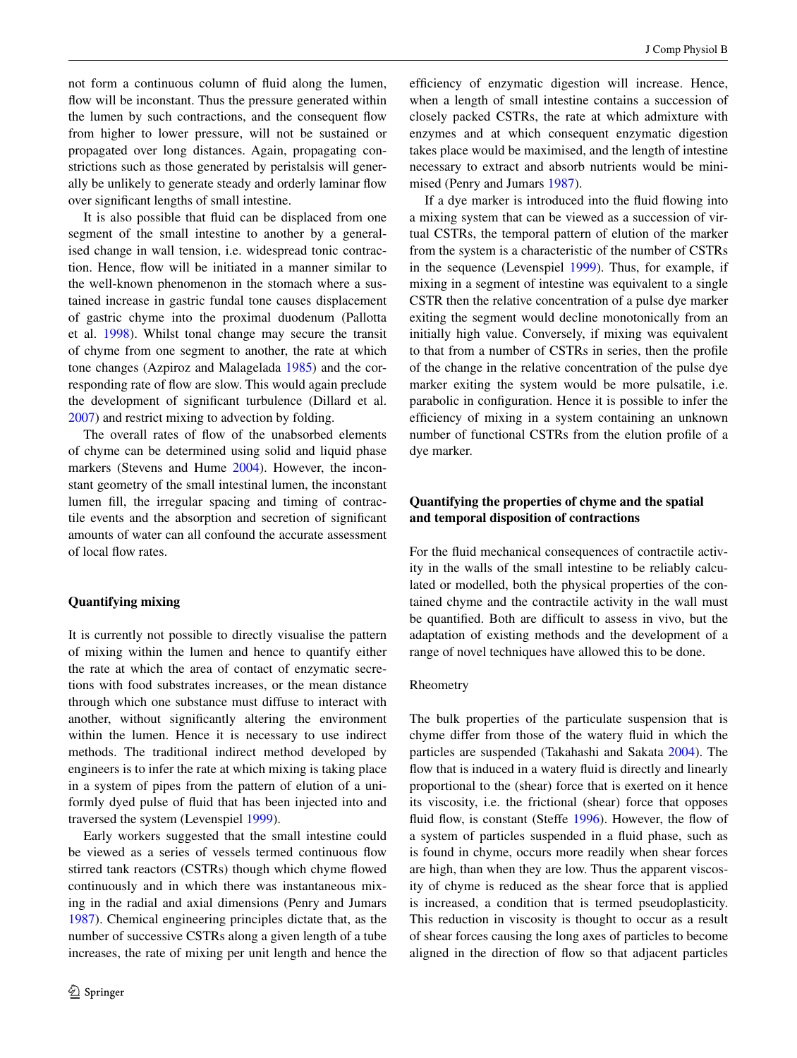not form a continuous column of fluid along the lumen, flow will be inconstant. Thus the pressure generated within the lumen by such contractions, and the consequent flow from higher to lower pressure, will not be sustained or propagated over long distances. Again, propagating constrictions such as those generated by peristalsis will generally be unlikely to generate steady and orderly laminar flow over significant lengths of small intestine.

It is also possible that fluid can be displaced from one segment of the small intestine to another by a generalised change in wall tension, i.e. widespread tonic contraction. Hence, flow will be initiated in a manner similar to the well-known phenomenon in the stomach where a sustained increase in gastric fundal tone causes displacement of gastric chyme into the proximal duodenum (Pallotta et al. 1998). Whilst tonal change may secure the transit of chyme from one segment to another, the rate at which tone changes (Azpiroz and Malagelada 1985) and the corresponding rate of flow are slow. This would again preclude the development of significant turbulence (Dillard et al. 2007) and restrict mixing to advection by folding.

The overall rates of flow of the unabsorbed elements of chyme can be determined using solid and liquid phase markers (Stevens and Hume 2004). However, the inconstant geometry of the small intestinal lumen, the inconstant lumen fill, the irregular spacing and timing of contractile events and the absorption and secretion of significant amounts of water can all confound the accurate assessment of local flow rates.

## Quantifying mixing

It is currently not possible to directly visualise the pattern of mixing within the lumen and hence to quantify either the rate at which the area of contact of enzymatic secretions with food substrates increases, or the mean distance through which one substance must diffuse to interact with another, without significantly altering the environment within the lumen. Hence it is necessary to use indirect methods. The traditional indirect method developed by engineers is to infer the rate at which mixing is taking place in a system of pipes from the pattern of elution of a uniformly dyed pulse of fluid that has been injected into and traversed the system (Levenspiel 1999).

Early workers suggested that the small intestine could be viewed as a series of vessels termed continuous flow stirred tank reactors (CSTRs) though which chyme flowed continuously and in which there was instantaneous mixing in the radial and axial dimensions (Penry and Jumars 1987). Chemical engineering principles dictate that, as the number of successive CSTRs along a given length of a tube increases, the rate of mixing per unit length and hence the efficiency of enzymatic digestion will increase. Hence, when a length of small intestine contains a succession of closely packed CSTRs, the rate at which admixture with enzymes and at which consequent enzymatic digestion takes place would be maximised, and the length of intestine necessary to extract and absorb nutrients would be minimised (Penry and Jumars 1987).

If a dye marker is introduced into the fluid flowing into a mixing system that can be viewed as a succession of virtual CSTRs, the temporal pattern of elution of the marker from the system is a characteristic of the number of CSTRs in the sequence (Levenspiel 1999). Thus, for example, if mixing in a segment of intestine was equivalent to a single CSTR then the relative concentration of a pulse dye marker exiting the segment would decline monotonically from an initially high value. Conversely, if mixing was equivalent to that from a number of CSTRs in series, then the profile of the change in the relative concentration of the pulse dye marker exiting the system would be more pulsatile, i.e. parabolic in configuration. Hence it is possible to infer the efficiency of mixing in a system containing an unknown number of functional CSTRs from the elution profile of a dye marker.

## Quantifying the properties of chyme and the spatial and temporal disposition of contractions

For the fluid mechanical consequences of contractile activity in the walls of the small intestine to be reliably calculated or modelled, both the physical properties of the contained chyme and the contractile activity in the wall must be quantified. Both are difficult to assess in vivo, but the adaptation of existing methods and the development of a range of novel techniques have allowed this to be done.

### Rheometry

The bulk properties of the particulate suspension that is chyme differ from those of the watery fluid in which the particles are suspended (Takahashi and Sakata 2004). The flow that is induced in a watery fluid is directly and linearly proportional to the (shear) force that is exerted on it hence its viscosity, i.e. the frictional (shear) force that opposes fluid flow, is constant (Steffe 1996). However, the flow of a system of particles suspended in a fluid phase, such as is found in chyme, occurs more readily when shear forces are high, than when they are low. Thus the apparent viscosity of chyme is reduced as the shear force that is applied is increased, a condition that is termed pseudoplasticity. This reduction in viscosity is thought to occur as a result of shear forces causing the long axes of particles to become aligned in the direction of flow so that adjacent particles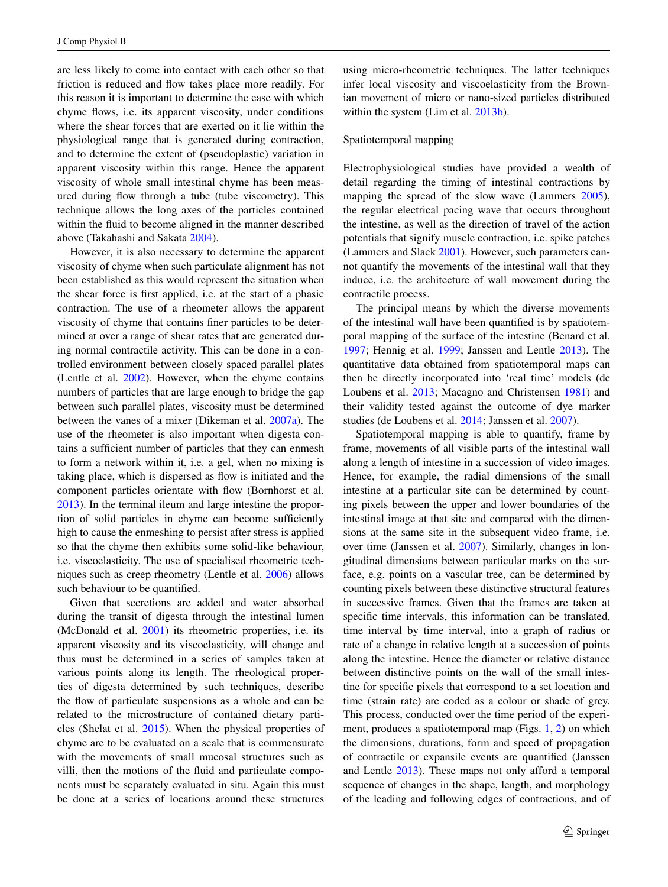are less likely to come into contact with each other so that friction is reduced and flow takes place more readily. For this reason it is important to determine the ease with which chyme flows, i.e. its apparent viscosity, under conditions where the shear forces that are exerted on it lie within the physiological range that is generated during contraction, and to determine the extent of (pseudoplastic) variation in apparent viscosity within this range. Hence the apparent viscosity of whole small intestinal chyme has been measured during flow through a tube (tube viscometry). This technique allows the long axes of the particles contained within the fluid to become aligned in the manner described above (Takahashi and Sakata 2004).

However, it is also necessary to determine the apparent viscosity of chyme when such particulate alignment has not been established as this would represent the situation when the shear force is first applied, i.e. at the start of a phasic contraction. The use of a rheometer allows the apparent viscosity of chyme that contains finer particles to be determined at over a range of shear rates that are generated during normal contractile activity. This can be done in a controlled environment between closely spaced parallel plates (Lentle et al. 2002). However, when the chyme contains numbers of particles that are large enough to bridge the gap between such parallel plates, viscosity must be determined between the vanes of a mixer (Dikeman et al. 2007a). The use of the rheometer is also important when digesta contains a sufficient number of particles that they can enmesh to form a network within it, i.e. a gel, when no mixing is taking place, which is dispersed as flow is initiated and the component particles orientate with flow (Bornhorst et al. 2013). In the terminal ileum and large intestine the proportion of solid particles in chyme can become sufficiently high to cause the enmeshing to persist after stress is applied so that the chyme then exhibits some solid-like behaviour, i.e. viscoelasticity. The use of specialised rheometric techniques such as creep rheometry (Lentle et al. 2006) allows such behaviour to be quantified.

Given that secretions are added and water absorbed during the transit of digesta through the intestinal lumen (McDonald et al. 2001) its rheometric properties, i.e. its apparent viscosity and its viscoelasticity, will change and thus must be determined in a series of samples taken at various points along its length. The rheological properties of digesta determined by such techniques, describe the flow of particulate suspensions as a whole and can be related to the microstructure of contained dietary particles (Shelat et al. 2015). When the physical properties of chyme are to be evaluated on a scale that is commensurate with the movements of small mucosal structures such as villi, then the motions of the fluid and particulate components must be separately evaluated in situ. Again this must be done at a series of locations around these structures using micro-rheometric techniques. The latter techniques infer local viscosity and viscoelasticity from the Brownian movement of micro or nano-sized particles distributed within the system (Lim et al. 2013b).

## Spatiotemporal mapping

Electrophysiological studies have provided a wealth of detail regarding the timing of intestinal contractions by mapping the spread of the slow wave (Lammers 2005), the regular electrical pacing wave that occurs throughout the intestine, as well as the direction of travel of the action potentials that signify muscle contraction, i.e. spike patches (Lammers and Slack 2001). However, such parameters cannot quantify the movements of the intestinal wall that they induce, i.e. the architecture of wall movement during the contractile process.

The principal means by which the diverse movements of the intestinal wall have been quantified is by spatiotemporal mapping of the surface of the intestine (Benard et al. 1997; Hennig et al. 1999; Janssen and Lentle 2013). The quantitative data obtained from spatiotemporal maps can then be directly incorporated into 'real time' models (de Loubens et al. 2013; Macagno and Christensen 1981) and their validity tested against the outcome of dye marker studies (de Loubens et al. 2014; Janssen et al. 2007).

Spatiotemporal mapping is able to quantify, frame by frame, movements of all visible parts of the intestinal wall along a length of intestine in a succession of video images. Hence, for example, the radial dimensions of the small intestine at a particular site can be determined by counting pixels between the upper and lower boundaries of the intestinal image at that site and compared with the dimensions at the same site in the subsequent video frame, i.e. over time (Janssen et al. 2007). Similarly, changes in longitudinal dimensions between particular marks on the surface, e.g. points on a vascular tree, can be determined by counting pixels between these distinctive structural features in successive frames. Given that the frames are taken at specific time intervals, this information can be translated, time interval by time interval, into a graph of radius or rate of a change in relative length at a succession of points along the intestine. Hence the diameter or relative distance between distinctive points on the wall of the small intestine for specific pixels that correspond to a set location and time (strain rate) are coded as a colour or shade of grey. This process, conducted over the time period of the experiment, produces a spatiotemporal map (Figs. 1, 2) on which the dimensions, durations, form and speed of propagation of contractile or expansile events are quantified (Janssen and Lentle 2013). These maps not only afford a temporal sequence of changes in the shape, length, and morphology of the leading and following edges of contractions, and of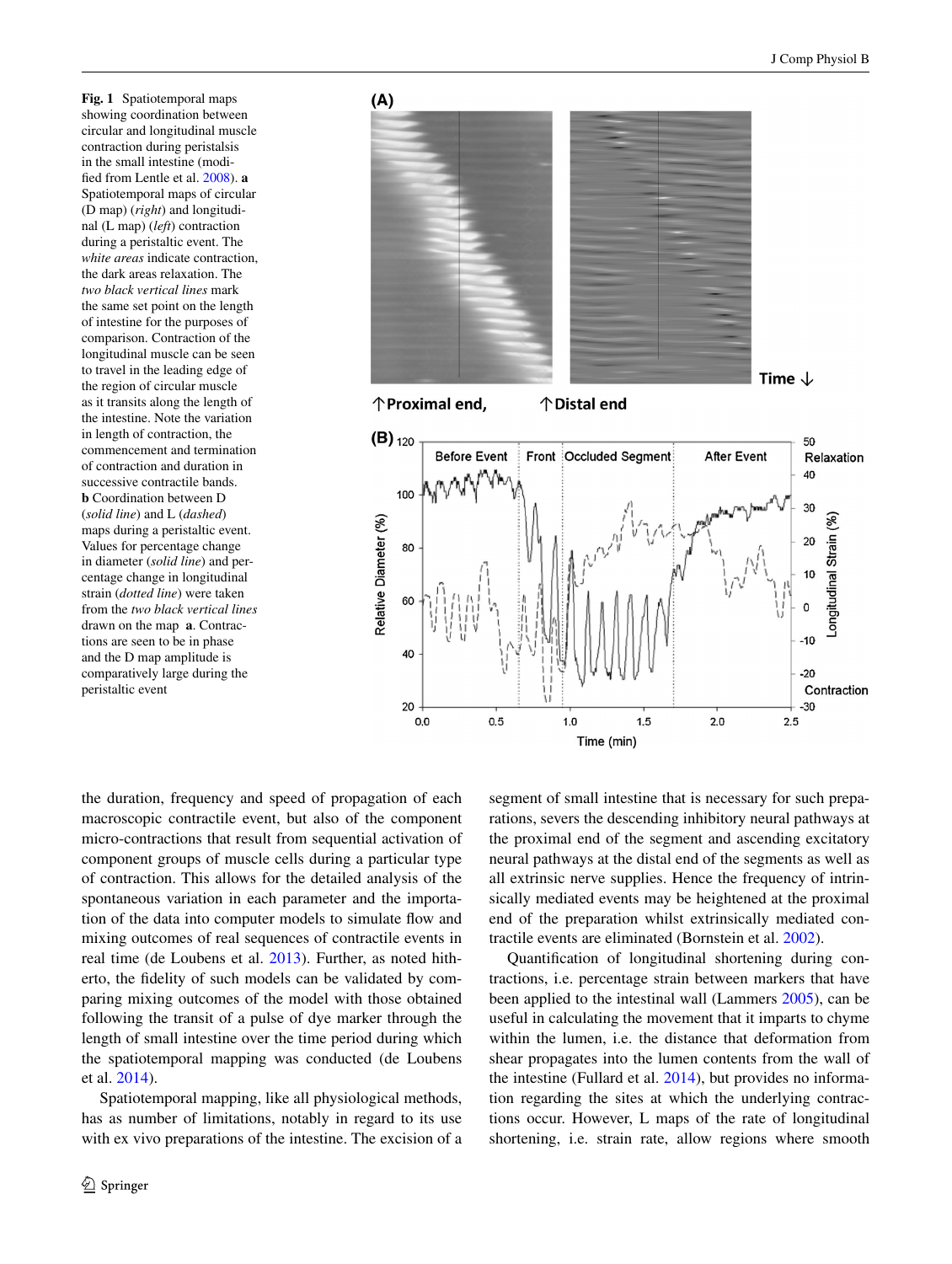**Fig. 1** Spatiotemporal maps showing coordination between circular and longitudinal muscle contraction during peristalsis in the small intestine (modified from Lentle et al. 2008). **a** Spatiotemporal maps of circular (D map) (*right*) and longitudinal (L map) (*left*) contraction during a peristaltic event. The *white areas* indicate contraction, the dark areas relaxation. The *two black vertical lines* mark the same set point on the length of intestine for the purposes of comparison. Contraction of the longitudinal muscle can be seen to travel in the leading edge of the region of circular muscle as it transits along the length of the intestine. Note the variation in length of contraction, the commencement and termination of contraction and duration in successive contractile bands. **b** Coordination between D (*solid line*) and L (*dashed*) maps during a peristaltic event. Values for percentage change in diameter (*solid line*) and percentage change in longitudinal strain (*dotted line*) were taken from the *two black vertical lines* drawn on the map **a**. Contractions are seen to be in phase and the D map amplitude is comparatively large during the peristaltic event

the duration, frequency and speed of propagation of each macroscopic contractile event, but also of the component micro-contractions that result from sequential activation of component groups of muscle cells during a particular type of contraction. This allows for the detailed analysis of the spontaneous variation in each parameter and the importation of the data into computer models to simulate flow and mixing outcomes of real sequences of contractile events in real time (de Loubens et al. 2013). Further, as noted hitherto, the fidelity of such models can be validated by comparing mixing outcomes of the model with those obtained following the transit of a pulse of dye marker through the length of small intestine over the time period during which the spatiotemporal mapping was conducted (de Loubens et al. 2014).

Spatiotemporal mapping, like all physiological methods, has as number of limitations, notably in regard to its use with ex vivo preparations of the intestine. The excision of a segment of small intestine that is necessary for such preparations, severs the descending inhibitory neural pathways at the proximal end of the segment and ascending excitatory neural pathways at the distal end of the segments as well as all extrinsic nerve supplies. Hence the frequency of intrinsically mediated events may be heightened at the proximal end of the preparation whilst extrinsically mediated contractile events are eliminated (Bornstein et al. 2002).

Quantification of longitudinal shortening during contractions, i.e. percentage strain between markers that have been applied to the intestinal wall (Lammers 2005), can be useful in calculating the movement that it imparts to chyme within the lumen, i.e. the distance that deformation from shear propagates into the lumen contents from the wall of the intestine (Fullard et al. 2014), but provides no information regarding the sites at which the underlying contractions occur. However, L maps of the rate of longitudinal shortening, i.e. strain rate, allow regions where smooth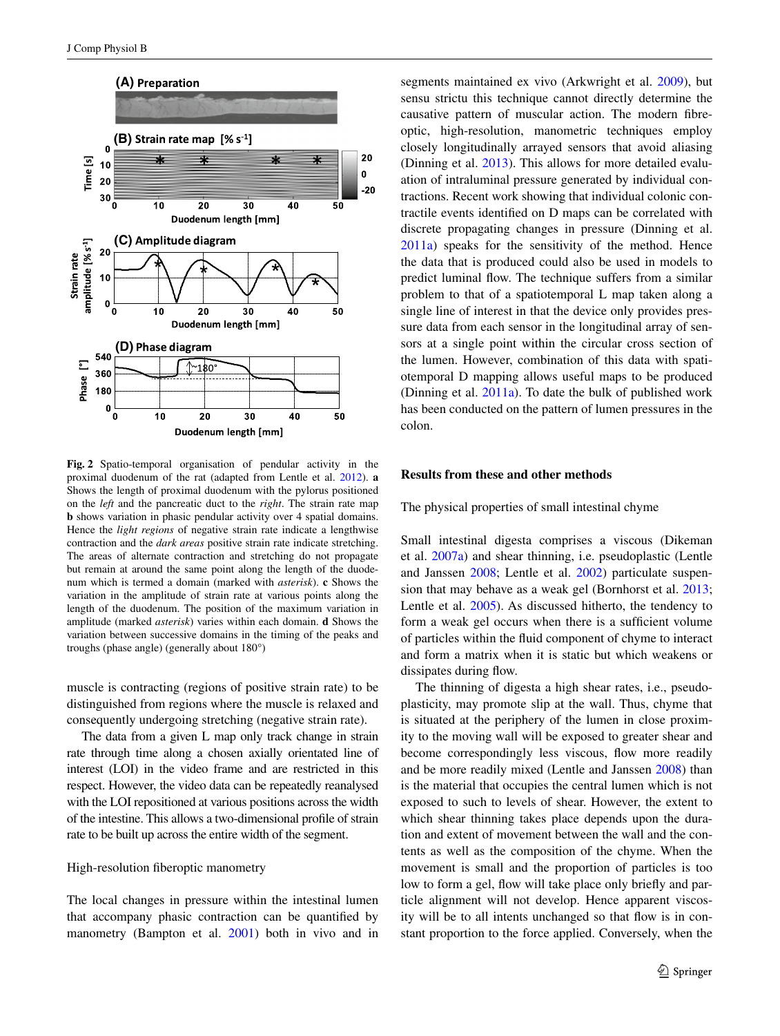**Fig. 2** Spatio-temporal organisation of pendular activity in the proximal duodenum of the rat (adapted from Lentle et al. 2012). **a** Shows the length of proximal duodenum with the pylorus positioned on the *left* and the pancreatic duct to the *right*. The strain rate map **b** shows variation in phasic pendular activity over 4 spatial domains. Hence the *light regions* of negative strain rate indicate a lengthwise contraction and the *dark areas* positive strain rate indicate stretching. The areas of alternate contraction and stretching do not propagate but remain at around the same point along the length of the duodenum which is termed a domain (marked with *asterisk*). **c** Shows the variation in the amplitude of strain rate at various points along the length of the duodenum. The position of the maximum variation in amplitude (marked *asterisk*) varies within each domain. **d** Shows the variation between successive domains in the timing of the peaks and troughs (phase angle) (generally about 180°)

muscle is contracting (regions of positive strain rate) to be distinguished from regions where the muscle is relaxed and consequently undergoing stretching (negative strain rate).

The data from a given L map only track change in strain rate through time along a chosen axially orientated line of interest (LOI) in the video frame and are restricted in this respect. However, the video data can be repeatedly reanalysed with the LOI repositioned at various positions across the width of the intestine. This allows a two-dimensional profile of strain rate to be built up across the entire width of the segment.

### High-resolution fiberoptic manometry

The local changes in pressure within the intestinal lumen that accompany phasic contraction can be quantified by manometry (Bampton et al. 2001) both in vivo and in segments maintained ex vivo (Arkwright et al. 2009), but sensu strictu this technique cannot directly determine the causative pattern of muscular action. The modern fibre-optic, high-resolution, manometric techniques employ closely longitudinally arrayed sensors that avoid aliasing (Dinning et al. 2013). This allows for more detailed evaluation of intraluminal pressure generated by individual contractions. Recent work showing that individual colonic contractile events identified on D maps can be correlated with discrete propagating changes in pressure (Dinning et al. 2011a) speaks for the sensitivity of the method. Hence the data that is produced could also be used in models to predict luminal flow. The technique suffers from a similar problem to that of a spatiotemporal L map taken along a single line of interest in that the device only provides pressure data from each sensor in the longitudinal array of sensors at a single point within the circular cross section of the lumen. However, combination of this data with spatiotemporal D mapping allows useful maps to be produced (Dinning et al. 2011a). To date the bulk of published work has been conducted on the pattern of lumen pressures in the colon.

## Results from these and other methods

### The physical properties of small intestinal chyme

Small intestinal digesta comprises a viscous (Dikeman et al. 2007a) and shear thinning, i.e. pseudoplastic (Lentle and Janssen 2008; Lentle et al. 2002) particulate suspension that may behave as a weak gel (Bornhorst et al. 2013; Lentle et al. 2005). As discussed hitherto, the tendency to form a weak gel occurs when there is a sufficient volume of particles within the fluid component of chyme to interact and form a matrix when it is static but which weakens or dissipates during flow.

The thinning of digesta a high shear rates, i.e., pseudoplasticity, may promote slip at the wall. Thus, chyme that is situated at the periphery of the lumen in close proximity to the moving wall will be exposed to greater shear and become correspondingly less viscous, flow more readily and be more readily mixed (Lentle and Janssen 2008) than is the material that occupies the central lumen which is not exposed to such to levels of shear. However, the extent to which shear thinning takes place depends upon the duration and extent of movement between the wall and the contents as well as the composition of the chyme. When the movement is small and the proportion of particles is too low to form a gel, flow will take place only briefly and particle alignment will not develop. Hence apparent viscosity will be to all intents unchanged so that flow is in constant proportion to the force applied. Conversely, when the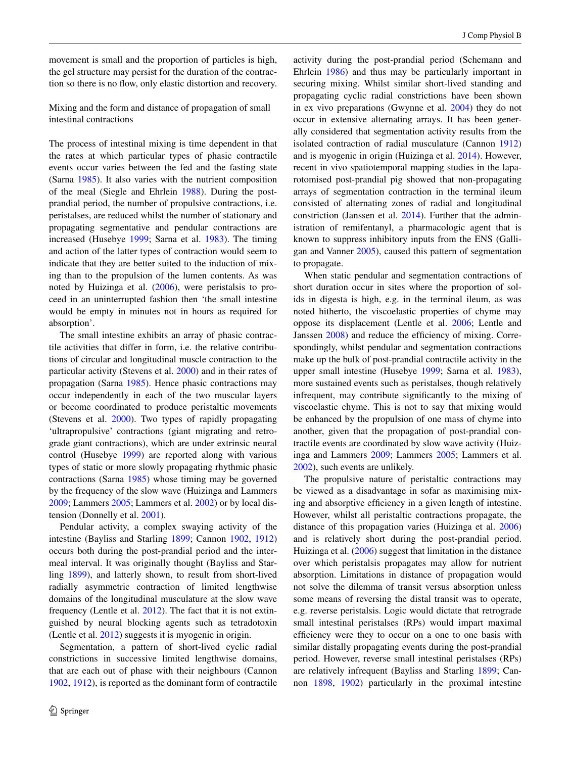movement is small and the proportion of particles is high, the gel structure may persist for the duration of the contraction so there is no flow, only elastic distortion and recovery.

## Mixing and the form and distance of propagation of small intestinal contractions

The process of intestinal mixing is time dependent in that the rates at which particular types of phasic contractile events occur varies between the fed and the fasting state (Sarna 1985). It also varies with the nutrient composition of the meal (Siegle and Ehrlein 1988). During the post-prandial period, the number of propulsive contractions, i.e. peristalses, are reduced whilst the number of stationary and propagating segmentative and pendular contractions are increased (Husebye 1999; Sarna et al. 1983). The timing and action of the latter types of contraction would seem to indicate that they are better suited to the induction of mixing than to the propulsion of the lumen contents. As was noted by Huizinga et al. (2006), were peristalsis to proceed in an uninterrupted fashion then 'the small intestine would be empty in minutes not in hours as required for absorption'.

The small intestine exhibits an array of phasic contractile activities that differ in form, i.e. the relative contributions of circular and longitudinal muscle contraction to the particular activity (Stevens et al. 2000) and in their rates of propagation (Sarna 1985). Hence phasic contractions may occur independently in each of the two muscular layers or become coordinated to produce peristaltic movements (Stevens et al. 2000). Two types of rapidly propagating 'ultrapropulsive' contractions (giant migrating and retrograde giant contractions), which are under extrinsic neural control (Husebye 1999) are reported along with various types of static or more slowly propagating rhythmic phasic contractions (Sarna 1985) whose timing may be governed by the frequency of the slow wave (Huizinga and Lammers 2009; Lammers 2005; Lammers et al. 2002) or by local distension (Donnelly et al. 2001).

Pendular activity, a complex swaying activity of the intestine (Bayliss and Starling 1899; Cannon 1902, 1912) occurs both during the post-prandial period and the inter-meal interval. It was originally thought (Bayliss and Starling 1899), and latterly shown, to result from short-lived radially asymmetric contraction of limited lengthwise domains of the longitudinal musculature at the slow wave frequency (Lentle et al. 2012). The fact that it is not extinguished by neural blocking agents such as tetradotoxin (Lentle et al. 2012) suggests it is myogenic in origin.

Segmentation, a pattern of short-lived cyclic radial constrictions in successive limited lengthwise domains, that are each out of phase with their neighbours (Cannon 1902, 1912), is reported as the dominant form of contractile activity during the post-prandial period (Schemann and Ehrlein 1986) and thus may be particularly important in securing mixing. Whilst similar short-lived standing and propagating cyclic radial constrictions have been shown in ex vivo preparations (Gwynne et al. 2004) they do not occur in extensive alternating arrays. It has been generally considered that segmentation activity results from the isolated contraction of radial musculature (Cannon 1912) and is myogenic in origin (Huizinga et al. 2014). However, recent in vivo spatiotemporal mapping studies in the laparotomised post-prandial pig showed that non-propagating arrays of segmentation contraction in the terminal ileum consisted of alternating zones of radial and longitudinal constriction (Janssen et al. 2014). Further that the administration of remifentanyl, a pharmacologic agent that is known to suppress inhibitory inputs from the ENS (Galligan and Vanner 2005), caused this pattern of segmentation to propagate.

When static pendular and segmentation contractions of short duration occur in sites where the proportion of solids in digesta is high, e.g. in the terminal ileum, as was noted hitherto, the viscoelastic properties of chyme may oppose its displacement (Lentle et al. 2006; Lentle and Janssen 2008) and reduce the efficiency of mixing. Correspondingly, whilst pendular and segmentation contractions make up the bulk of post-prandial contractile activity in the upper small intestine (Husebye 1999; Sarna et al. 1983), more sustained events such as peristalses, though relatively infrequent, may contribute significantly to the mixing of viscoelastic chyme. This is not to say that mixing would be enhanced by the propulsion of one mass of chyme into another, given that the propagation of post-prandial contractile events are coordinated by slow wave activity (Huizinga and Lammers 2009; Lammers 2005; Lammers et al. 2002), such events are unlikely.

The propulsive nature of peristaltic contractions may be viewed as a disadvantage in sofar as maximising mixing and absorptive efficiency in a given length of intestine. However, whilst all peristaltic contractions propagate, the distance of this propagation varies (Huizinga et al. 2006) and is relatively short during the post-prandial period. Huizinga et al. (2006) suggest that limitation in the distance over which peristalsis propagates may allow for nutrient absorption. Limitations in distance of propagation would not solve the dilemma of transit versus absorption unless some means of reversing the distal transit was to operate, e.g. reverse peristalsis. Logic would dictate that retrograde small intestinal peristalses (RPs) would impart maximal efficiency were they to occur on a one to one basis with similar distally propagating events during the post-prandial period. However, reverse small intestinal peristalses (RPs) are relatively infrequent (Bayliss and Starling 1899; Cannon 1898, 1902) particularly in the proximal intestine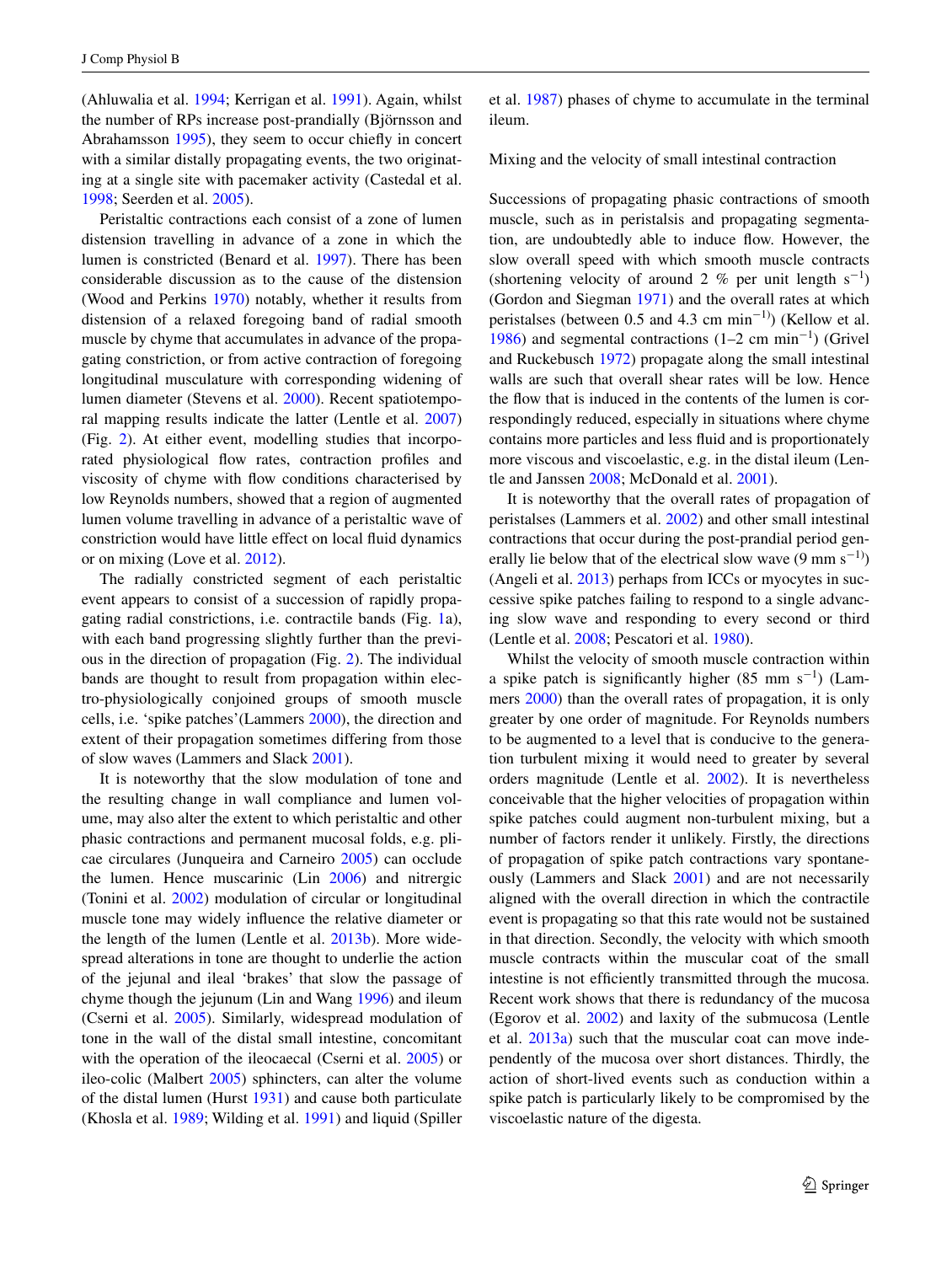(Ahluwalia et al. 1994; Kerrigan et al. 1991). Again, whilst the number of RPs increase post-prandially (Björnsson and Abrahamsson 1995), they seem to occur chiefly in concert with a similar distally propagating events, the two originating at a single site with pacemaker activity (Castedal et al. 1998; Seerden et al. 2005).

Peristaltic contractions each consist of a zone of lumen distension travelling in advance of a zone in which the lumen is constricted (Benard et al. 1997). There has been considerable discussion as to the cause of the distension (Wood and Perkins 1970) notably, whether it results from distension of a relaxed foregoing band of radial smooth muscle by chyme that accumulates in advance of the propagating constriction, or from active contraction of foregoing longitudinal musculature with corresponding widening of lumen diameter (Stevens et al. 2000). Recent spatiotemporal mapping results indicate the latter (Lentle et al. 2007) (Fig. 2). At either event, modelling studies that incorporated physiological flow rates, contraction profiles and viscosity of chyme with flow conditions characterised by low Reynolds numbers, showed that a region of augmented lumen volume travelling in advance of a peristaltic wave of constriction would have little effect on local fluid dynamics or on mixing (Love et al. 2012).

The radially constricted segment of each peristaltic event appears to consist of a succession of rapidly propagating radial constrictions, i.e. contractile bands (Fig. 1a), with each band progressing slightly further than the previous in the direction of propagation (Fig. 2). The individual bands are thought to result from propagation within electro-physiologically conjoined groups of smooth muscle cells, i.e. 'spike patches'(Lammers 2000), the direction and extent of their propagation sometimes differing from those of slow waves (Lammers and Slack 2001).

It is noteworthy that the slow modulation of tone and the resulting change in wall compliance and lumen volume, may also alter the extent to which peristaltic and other phasic contractions and permanent mucosal folds, e.g. plicae circulares (Junqueira and Carneiro 2005) can occlude the lumen. Hence muscarinic (Lin 2006) and nitrergic (Tonini et al. 2002) modulation of circular or longitudinal muscle tone may widely influence the relative diameter or the length of the lumen (Lentle et al. 2013b). More widespread alterations in tone are thought to underlie the action of the jejunal and ileal 'brakes' that slow the passage of chyme though the jejunum (Lin and Wang 1996) and ileum (Cserni et al. 2005). Similarly, widespread modulation of tone in the wall of the distal small intestine, concomitant with the operation of the ileocaecal (Cserni et al. 2005) or ileo-colic (Malbert 2005) sphincters, can alter the volume of the distal lumen (Hurst 1931) and cause both particulate (Khosla et al. 1989; Wilding et al. 1991) and liquid (Spiller et al. 1987) phases of chyme to accumulate in the terminal ileum.

## Mixing and the velocity of small intestinal contraction

Successions of propagating phasic contractions of smooth muscle, such as in peristalsis and propagating segmentation, are undoubtedly able to induce flow. However, the slow overall speed with which smooth muscle contracts (shortening velocity of around 2 % per unit length $s^{-1}$) (Gordon and Siegman 1971) and the overall rates at which peristalses (between 0.5 and 4.3 cm $min^{-1}$)) (Kellow et al. 1986) and segmental contractions (1–2 cm $min^{-1}$) (Grivel and Ruckebusch 1972) propagate along the small intestinal walls are such that overall shear rates will be low. Hence the flow that is induced in the contents of the lumen is correspondingly reduced, especially in situations where chyme contains more particles and less fluid and is proportionately more viscous and viscoelastic, e.g. in the distal ileum (Lentle and Janssen 2008; McDonald et al. 2001).

It is noteworthy that the overall rates of propagation of peristalses (Lammers et al. 2002) and other small intestinal contractions that occur during the post-prandial period generally lie below that of the electrical slow wave (9 mm $s^{-1}$)) (Angeli et al. 2013) perhaps from ICCs or myocytes in successive spike patches failing to respond to a single advancing slow wave and responding to every second or third (Lentle et al. 2008; Pescatori et al. 1980).

Whilst the velocity of smooth muscle contraction within a spike patch is significantly higher (85 mm $s^{-1}$) (Lammers 2000) than the overall rates of propagation, it is only greater by one order of magnitude. For Reynolds numbers to be augmented to a level that is conducive to the generation turbulent mixing it would need to greater by several orders magnitude (Lentle et al. 2002). It is nevertheless conceivable that the higher velocities of propagation within spike patches could augment non-turbulent mixing, but a number of factors render it unlikely. Firstly, the directions of propagation of spike patch contractions vary spontaneously (Lammers and Slack 2001) and are not necessarily aligned with the overall direction in which the contractile event is propagating so that this rate would not be sustained in that direction. Secondly, the velocity with which smooth muscle contracts within the muscular coat of the small intestine is not efficiently transmitted through the mucosa. Recent work shows that there is redundancy of the mucosa (Egorov et al. 2002) and laxity of the submucosa (Lentle et al. 2013a) such that the muscular coat can move independently of the mucosa over short distances. Thirdly, the action of short-lived events such as conduction within a spike patch is particularly likely to be compromised by the viscoelastic nature of the digesta.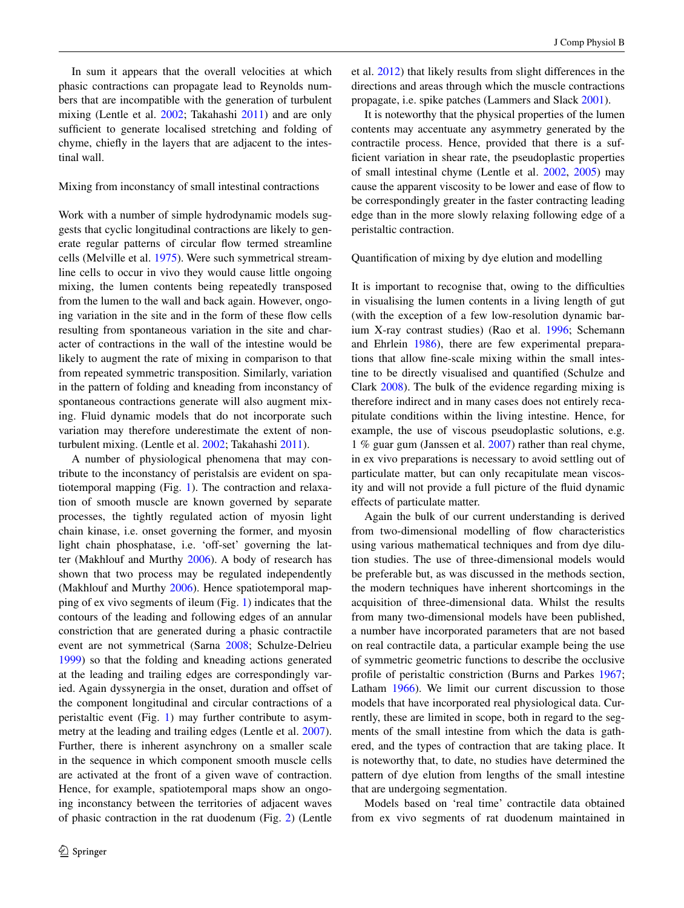In sum it appears that the overall velocities at which phasic contractions can propagate lead to Reynolds numbers that are incompatible with the generation of turbulent mixing (Lentle et al. 2002; Takahashi 2011) and are only sufficient to generate localised stretching and folding of chyme, chiefly in the layers that are adjacent to the intestinal wall.

### Mixing from inconstancy of small intestinal contractions

Work with a number of simple hydrodynamic models suggests that cyclic longitudinal contractions are likely to generate regular patterns of circular flow termed streamline cells (Melville et al. 1975). Were such symmetrical streamline cells to occur in vivo they would cause little ongoing mixing, the lumen contents being repeatedly transposed from the lumen to the wall and back again. However, ongoing variation in the site and in the form of these flow cells resulting from spontaneous variation in the site and character of contractions in the wall of the intestine would be likely to augment the rate of mixing in comparison to that from repeated symmetric transposition. Similarly, variation in the pattern of folding and kneading from inconstancy of spontaneous contractions generate will also augment mixing. Fluid dynamic models that do not incorporate such variation may therefore underestimate the extent of non-turbulent mixing. (Lentle et al. 2002; Takahashi 2011).

A number of physiological phenomena that may contribute to the inconstancy of peristalsis are evident on spatiotemporal mapping (Fig. 1). The contraction and relaxation of smooth muscle are known governed by separate processes, the tightly regulated action of myosin light chain kinase, i.e. onset governing the former, and myosin light chain phosphatase, i.e. 'off-set' governing the latter (Makhlouf and Murthy 2006). A body of research has shown that two process may be regulated independently (Makhlouf and Murthy 2006). Hence spatiotemporal mapping of ex vivo segments of ileum (Fig. 1) indicates that the contours of the leading and following edges of an annular constriction that are generated during a phasic contractile event are not symmetrical (Sarna 2008; Schulze-Delrieu 1999) so that the folding and kneading actions generated at the leading and trailing edges are correspondingly varied. Again dyssynergia in the onset, duration and offset of the component longitudinal and circular contractions of a peristaltic event (Fig. 1) may further contribute to asymmetry at the leading and trailing edges (Lentle et al. 2007). Further, there is inherent asynchrony on a smaller scale in the sequence in which component smooth muscle cells are activated at the front of a given wave of contraction. Hence, for example, spatiotemporal maps show an ongoing inconstancy between the territories of adjacent waves of phasic contraction in the rat duodenum (Fig. 2) (Lentle et al. 2012) that likely results from slight differences in the directions and areas through which the muscle contractions propagate, i.e. spike patches (Lammers and Slack 2001).

It is noteworthy that the physical properties of the lumen contents may accentuate any asymmetry generated by the contractile process. Hence, provided that there is a sufficient variation in shear rate, the pseudoplastic properties of small intestinal chyme (Lentle et al. 2002, 2005) may cause the apparent viscosity to be lower and ease of flow to be correspondingly greater in the faster contracting leading edge than in the more slowly relaxing following edge of a peristaltic contraction.

### Quantification of mixing by dye elution and modelling

It is important to recognise that, owing to the difficulties in visualising the lumen contents in a living length of gut (with the exception of a few low-resolution dynamic barium X-ray contrast studies) (Rao et al. 1996; Schemann and Ehrlein 1986), there are few experimental preparations that allow fine-scale mixing within the small intestine to be directly visualised and quantified (Schulze and Clark 2008). The bulk of the evidence regarding mixing is therefore indirect and in many cases does not entirely recapitulate conditions within the living intestine. Hence, for example, the use of viscous pseudoplastic solutions, e.g. 1 % guar gum (Janssen et al. 2007) rather than real chyme, in ex vivo preparations is necessary to avoid settling out of particulate matter, but can only recapitulate mean viscosity and will not provide a full picture of the fluid dynamic effects of particulate matter.

Again the bulk of our current understanding is derived from two-dimensional modelling of flow characteristics using various mathematical techniques and from dye dilution studies. The use of three-dimensional models would be preferable but, as was discussed in the methods section, the modern techniques have inherent shortcomings in the acquisition of three-dimensional data. Whilst the results from many two-dimensional models have been published, a number have incorporated parameters that are not based on real contractile data, a particular example being the use of symmetric geometric functions to describe the occlusive profile of peristaltic constriction (Burns and Parkes 1967; Latham 1966). We limit our current discussion to those models that have incorporated real physiological data. Currently, these are limited in scope, both in regard to the segments of the small intestine from which the data is gathered, and the types of contraction that are taking place. It is noteworthy that, to date, no studies have determined the pattern of dye elution from lengths of the small intestine that are undergoing segmentation.

Models based on 'real time' contractile data obtained from ex vivo segments of rat duodenum maintained in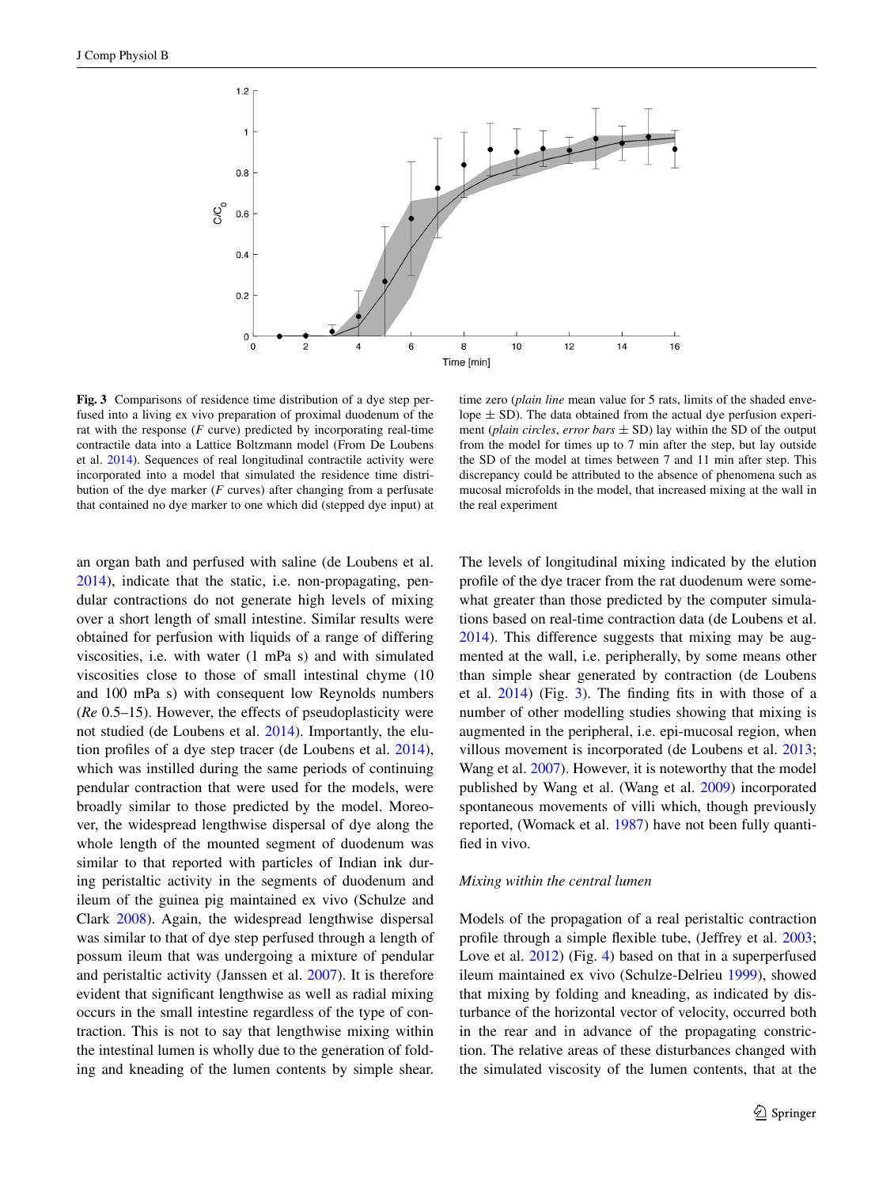**Fig. 3** Comparisons of residence time distribution of a dye step perfused into a living ex vivo preparation of proximal duodenum of the rat with the response (*F* curve) predicted by incorporating real-time contractile data into a Lattice Boltzmann model (From De Loubens et al. 2014). Sequences of real longitudinal contractile activity were incorporated into a model that simulated the residence time distribution of the dye marker (*F* curves) after changing from a perfusate that contained no dye marker to one which did (stepped dye input) at time zero (*plain line* mean value for 5 rats, limits of the shaded envelope ± SD). The data obtained from the actual dye perfusion experiment (*plain circles*, *error bars* ± SD) lay within the SD of the output from the model for times up to 7 min after the step, but lay outside the SD of the model at times between 7 and 11 min after step. This discrepancy could be attributed to the absence of phenomena such as mucosal microfolds in the model, that increased mixing at the wall in the real experiment

an organ bath and perfused with saline (de Loubens et al. 2014), indicate that the static, i.e. non-propagating, pendular contractions do not generate high levels of mixing over a short length of small intestine. Similar results were obtained for perfusion with liquids of a range of differing viscosities, i.e. with water (1 mPa s) and with simulated viscosities close to those of small intestinal chyme (10 and 100 mPa s) with consequent low Reynolds numbers (*Re* 0.5–15). However, the effects of pseudoplasticity were not studied (de Loubens et al. 2014). Importantly, the elution profiles of a dye step tracer (de Loubens et al. 2014), which was instilled during the same periods of continuing pendular contraction that were used for the models, were broadly similar to those predicted by the model. Moreover, the widespread lengthwise dispersal of dye along the whole length of the mounted segment of duodenum was similar to that reported with particles of Indian ink during peristaltic activity in the segments of duodenum and ileum of the guinea pig maintained ex vivo (Schulze and Clark 2008). Again, the widespread lengthwise dispersal was similar to that of dye step perfused through a length of possum ileum that was undergoing a mixture of pendular and peristaltic activity (Janssen et al. 2007). It is therefore evident that significant lengthwise as well as radial mixing occurs in the small intestine regardless of the type of contraction. This is not to say that lengthwise mixing within the intestinal lumen is wholly due to the generation of folding and kneading of the lumen contents by simple shear. The levels of longitudinal mixing indicated by the elution profile of the dye tracer from the rat duodenum were somewhat greater than those predicted by the computer simulations based on real-time contraction data (de Loubens et al. 2014). This difference suggests that mixing may be augmented at the wall, i.e. peripherally, by some means other than simple shear generated by contraction (de Loubens et al. 2014) (Fig. 3). The finding fits in with those of a number of other modelling studies showing that mixing is augmented in the peripheral, i.e. epi-mucosal region, when villous movement is incorporated (de Loubens et al. 2013; Wang et al. 2007). However, it is noteworthy that the model published by Wang et al. (Wang et al. 2009) incorporated spontaneous movements of villi which, though previously reported, (Womack et al. 1987) have not been fully quantified in vivo.

### *Mixing within the central lumen*

Models of the propagation of a real peristaltic contraction profile through a simple flexible tube, (Jeffrey et al. 2003; Love et al. 2012) (Fig. 4) based on that in a superperfused ileum maintained ex vivo (Schulze-Delrieu 1999), showed that mixing by folding and kneading, as indicated by disturbance of the horizontal vector of velocity, occurred both in the rear and in advance of the propagating constriction. The relative areas of these disturbances changed with the simulated viscosity of the lumen contents, that at the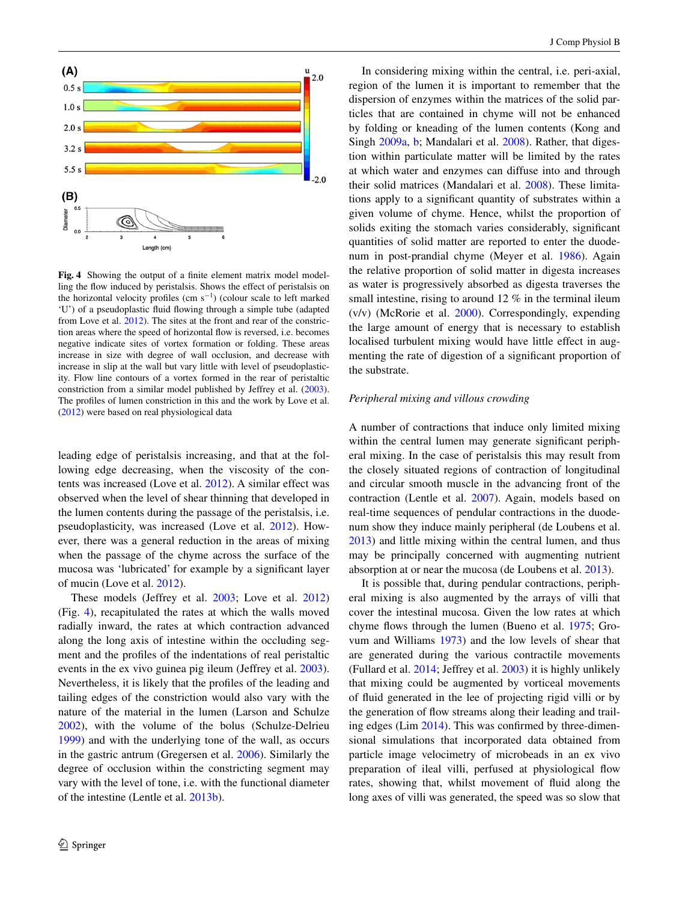**Fig. 4** Showing the output of a finite element matrix model modelling the flow induced by peristalsis. Shows the effect of peristalsis on the horizontal velocity profiles (cm $s^{-1}$) (colour scale to left marked 'U') of a pseudoplastic fluid flowing through a simple tube (adapted from Love et al. 2012). The sites at the front and rear of the constriction areas where the speed of horizontal flow is reversed, i.e. becomes negative indicate sites of vortex formation or folding. These areas increase in size with degree of wall occlusion, and decrease with increase in slip at the wall but vary little with level of pseudoplasticity. Flow line contours of a vortex formed in the rear of peristaltic constriction from a similar model published by Jeffrey et al. (2003). The profiles of lumen constriction in this and the work by Love et al. (2012) were based on real physiological data

leading edge of peristalsis increasing, and that at the following edge decreasing, when the viscosity of the contents was increased (Love et al. 2012). A similar effect was observed when the level of shear thinning that developed in the lumen contents during the passage of the peristalsis, i.e. pseudoplasticity, was increased (Love et al. 2012). However, there was a general reduction in the areas of mixing when the passage of the chyme across the surface of the mucosa was 'lubricated' for example by a significant layer of mucin (Love et al. 2012).

These models (Jeffrey et al. 2003; Love et al. 2012) (Fig. 4), recapitulated the rates at which the walls moved radially inward, the rates at which contraction advanced along the long axis of intestine within the occluding segment and the profiles of the indentations of real peristaltic events in the ex vivo guinea pig ileum (Jeffrey et al. 2003). Nevertheless, it is likely that the profiles of the leading and tailing edges of the constriction would also vary with the nature of the material in the lumen (Larson and Schulze 2002), with the volume of the bolus (Schulze-Delrieu 1999) and with the underlying tone of the wall, as occurs in the gastric antrum (Gregersen et al. 2006). Similarly the degree of occlusion within the constricting segment may vary with the level of tone, i.e. with the functional diameter of the intestine (Lentle et al. 2013b).

In considering mixing within the central, i.e. peri-axial, region of the lumen it is important to remember that the dispersion of enzymes within the matrices of the solid particles that are contained in chyme will not be enhanced by folding or kneading of the lumen contents (Kong and Singh 2009a, b; Mandalari et al. 2008). Rather, that digestion within particulate matter will be limited by the rates at which water and enzymes can diffuse into and through their solid matrices (Mandalari et al. 2008). These limitations apply to a significant quantity of substrates within a given volume of chyme. Hence, whilst the proportion of solids exiting the stomach varies considerably, significant quantities of solid matter are reported to enter the duodenum in post-prandial chyme (Meyer et al. 1986). Again the relative proportion of solid matter in digesta increases as water is progressively absorbed as digesta traverses the small intestine, rising to around 12 % in the terminal ileum (v/v) (McRorie et al. 2000). Correspondingly, expending the large amount of energy that is necessary to establish localised turbulent mixing would have little effect in augmenting the rate of digestion of a significant proportion of the substrate.

### *Peripheral mixing and villous crowding*

A number of contractions that induce only limited mixing within the central lumen may generate significant peripheral mixing. In the case of peristalsis this may result from the closely situated regions of contraction of longitudinal and circular smooth muscle in the advancing front of the contraction (Lentle et al. 2007). Again, models based on real-time sequences of pendular contractions in the duodenum show they induce mainly peripheral (de Loubens et al. 2013) and little mixing within the central lumen, and thus may be principally concerned with augmenting nutrient absorption at or near the mucosa (de Loubens et al. 2013).

It is possible that, during pendular contractions, peripheral mixing is also augmented by the arrays of villi that cover the intestinal mucosa. Given the low rates at which chyme flows through the lumen (Bueno et al. 1975; Grovum and Williams 1973) and the low levels of shear that are generated during the various contractile movements (Fullard et al. 2014; Jeffrey et al. 2003) it is highly unlikely that mixing could be augmented by vorticeal movements of fluid generated in the lee of projecting rigid villi or by the generation of flow streams along their leading and trailing edges (Lim 2014). This was confirmed by three-dimensional simulations that incorporated data obtained from particle image velocimetry of microbeads in an ex vivo preparation of ileal villi, perfused at physiological flow rates, showing that, whilst movement of fluid along the long axes of villi was generated, the speed was so slow that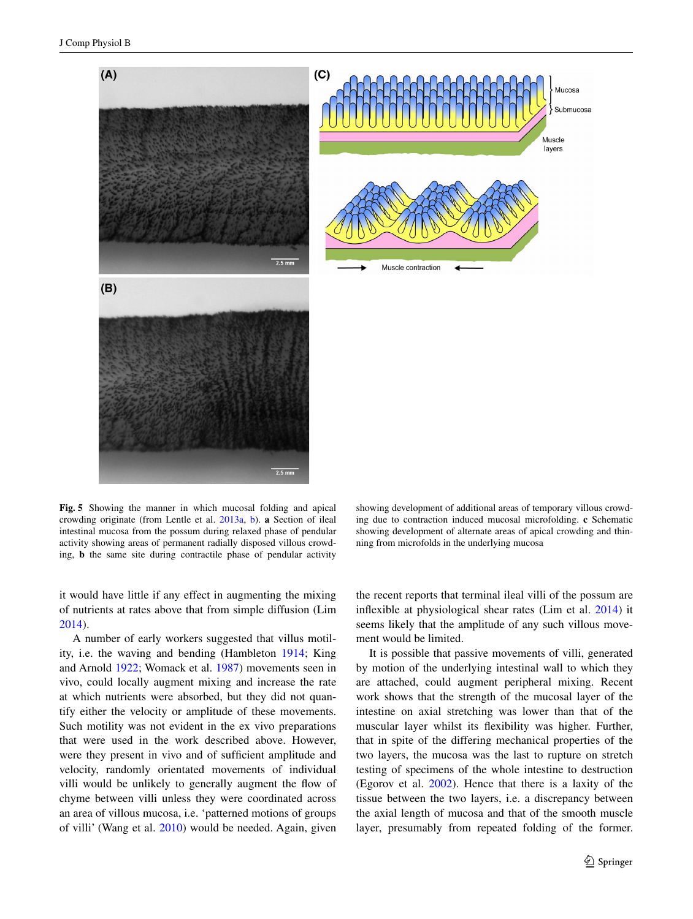**Fig. 5** Showing the manner in which mucosal folding and apical crowding originate (from Lentle et al. 2013a, b). **a** Section of ileal intestinal mucosa from the possum during relaxed phase of pendular activity showing areas of permanent radially disposed villous crowding, **b** the same site during contractile phase of pendular activity showing development of additional areas of temporary villous crowding due to contraction induced mucosal microfolding. **c** Schematic showing development of alternate areas of apical crowding and thinning from microfolds in the underlying mucosa

it would have little if any effect in augmenting the mixing of nutrients at rates above that from simple diffusion (Lim 2014).

A number of early workers suggested that villus motility, i.e. the waving and bending (Hambleton 1914; King and Arnold 1922; Womack et al. 1987) movements seen in vivo, could locally augment mixing and increase the rate at which nutrients were absorbed, but they did not quantify either the velocity or amplitude of these movements. Such motility was not evident in the ex vivo preparations that were used in the work described above. However, were they present in vivo and of sufficient amplitude and velocity, randomly orientated movements of individual villi would be unlikely to generally augment the flow of chyme between villi unless they were coordinated across an area of villous mucosa, i.e. 'patterned motions of groups of villi' (Wang et al. 2010) would be needed. Again, given the recent reports that terminal ileal villi of the possum are inflexible at physiological shear rates (Lim et al. 2014) it seems likely that the amplitude of any such villous movement would be limited.

It is possible that passive movements of villi, generated by motion of the underlying intestinal wall to which they are attached, could augment peripheral mixing. Recent work shows that the strength of the mucosal layer of the intestine on axial stretching was lower than that of the muscular layer whilst its flexibility was higher. Further, that in spite of the differing mechanical properties of the two layers, the mucosa was the last to rupture on stretch testing of specimens of the whole intestine to destruction (Egorov et al. 2002). Hence that there is a laxity of the tissue between the two layers, i.e. a discrepancy between the axial length of mucosa and that of the smooth muscle layer, presumably from repeated folding of the former.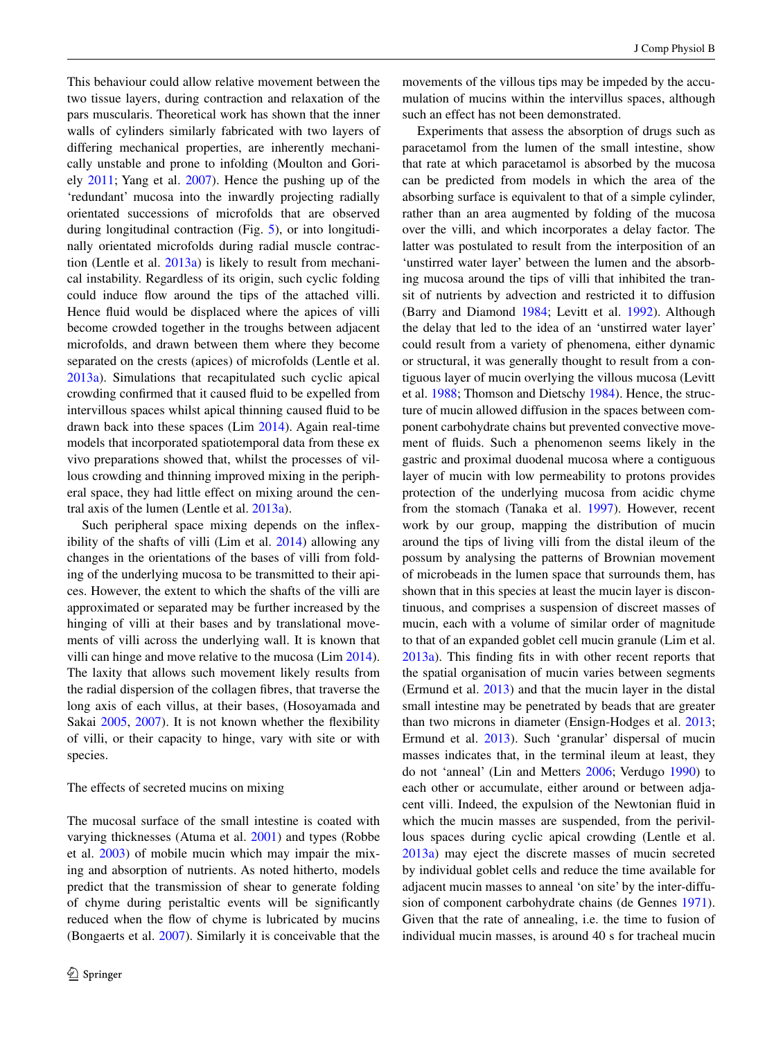This behaviour could allow relative movement between the two tissue layers, during contraction and relaxation of the pars muscularis. Theoretical work has shown that the inner walls of cylinders similarly fabricated with two layers of differing mechanical properties, are inherently mechanically unstable and prone to infolding (Moulton and Goriely 2011; Yang et al. 2007). Hence the pushing up of the 'redundant' mucosa into the inwardly projecting radially orientated successions of microfolds that are observed during longitudinal contraction (Fig. 5), or into longitudinally orientated microfolds during radial muscle contraction (Lentle et al. 2013a) is likely to result from mechanical instability. Regardless of its origin, such cyclic folding could induce flow around the tips of the attached villi. Hence fluid would be displaced where the apices of villi become crowded together in the troughs between adjacent microfolds, and drawn between them where they become separated on the crests (apices) of microfolds (Lentle et al. 2013a). Simulations that recapitulated such cyclic apical crowding confirmed that it caused fluid to be expelled from intervillous spaces whilst apical thinning caused fluid to be drawn back into these spaces (Lim 2014). Again real-time models that incorporated spatiotemporal data from these ex vivo preparations showed that, whilst the processes of villous crowding and thinning improved mixing in the peripheral space, they had little effect on mixing around the central axis of the lumen (Lentle et al. 2013a).

Such peripheral space mixing depends on the inflexibility of the shafts of villi (Lim et al. 2014) allowing any changes in the orientations of the bases of villi from folding of the underlying mucosa to be transmitted to their apices. However, the extent to which the shafts of the villi are approximated or separated may be further increased by the hinging of villi at their bases and by translational movements of villi across the underlying wall. It is known that villi can hinge and move relative to the mucosa (Lim 2014). The laxity that allows such movement likely results from the radial dispersion of the collagen fibres, that traverse the long axis of each villus, at their bases, (Hosoyamada and Sakai 2005, 2007). It is not known whether the flexibility of villi, or their capacity to hinge, vary with site or with species.

## The effects of secreted mucins on mixing

The mucosal surface of the small intestine is coated with varying thicknesses (Atuma et al. 2001) and types (Robbe et al. 2003) of mobile mucin which may impair the mixing and absorption of nutrients. As noted hitherto, models predict that the transmission of shear to generate folding of chyme during peristaltic events will be significantly reduced when the flow of chyme is lubricated by mucins (Bongaerts et al. 2007). Similarly it is conceivable that the movements of the villous tips may be impeded by the accumulation of mucins within the intervillus spaces, although such an effect has not been demonstrated.

Experiments that assess the absorption of drugs such as paracetamol from the lumen of the small intestine, show that rate at which paracetamol is absorbed by the mucosa can be predicted from models in which the area of the absorbing surface is equivalent to that of a simple cylinder, rather than an area augmented by folding of the mucosa over the villi, and which incorporates a delay factor. The latter was postulated to result from the interposition of an 'unstirred water layer' between the lumen and the absorbing mucosa around the tips of villi that inhibited the transit of nutrients by advection and restricted it to diffusion (Barry and Diamond 1984; Levitt et al. 1992). Although the delay that led to the idea of an 'unstirred water layer' could result from a variety of phenomena, either dynamic or structural, it was generally thought to result from a contiguous layer of mucin overlying the villous mucosa (Levitt et al. 1988; Thomson and Dietschy 1984). Hence, the structure of mucin allowed diffusion in the spaces between component carbohydrate chains but prevented convective movement of fluids. Such a phenomenon seems likely in the gastric and proximal duodenal mucosa where a contiguous layer of mucin with low permeability to protons provides protection of the underlying mucosa from acidic chyme from the stomach (Tanaka et al. 1997). However, recent work by our group, mapping the distribution of mucin around the tips of living villi from the distal ileum of the possum by analysing the patterns of Brownian movement of microbeads in the lumen space that surrounds them, has shown that in this species at least the mucin layer is discontinuous, and comprises a suspension of discreet masses of mucin, each with a volume of similar order of magnitude to that of an expanded goblet cell mucin granule (Lim et al. 2013a). This finding fits in with other recent reports that the spatial organisation of mucin varies between segments (Ermund et al. 2013) and that the mucin layer in the distal small intestine may be penetrated by beads that are greater than two microns in diameter (Ensign-Hodges et al. 2013; Ermund et al. 2013). Such 'granular' dispersal of mucin masses indicates that, in the terminal ileum at least, they do not 'anneal' (Lin and Metters 2006; Verdugo 1990) to each other or accumulate, either around or between adjacent villi. Indeed, the expulsion of the Newtonian fluid in which the mucin masses are suspended, from the perivillous spaces during cyclic apical crowding (Lentle et al. 2013a) may eject the discrete masses of mucin secreted by individual goblet cells and reduce the time available for adjacent mucin masses to anneal 'on site' by the inter-diffusion of component carbohydrate chains (de Gennes 1971). Given that the rate of annealing, i.e. the time to fusion of individual mucin masses, is around 40 s for tracheal mucin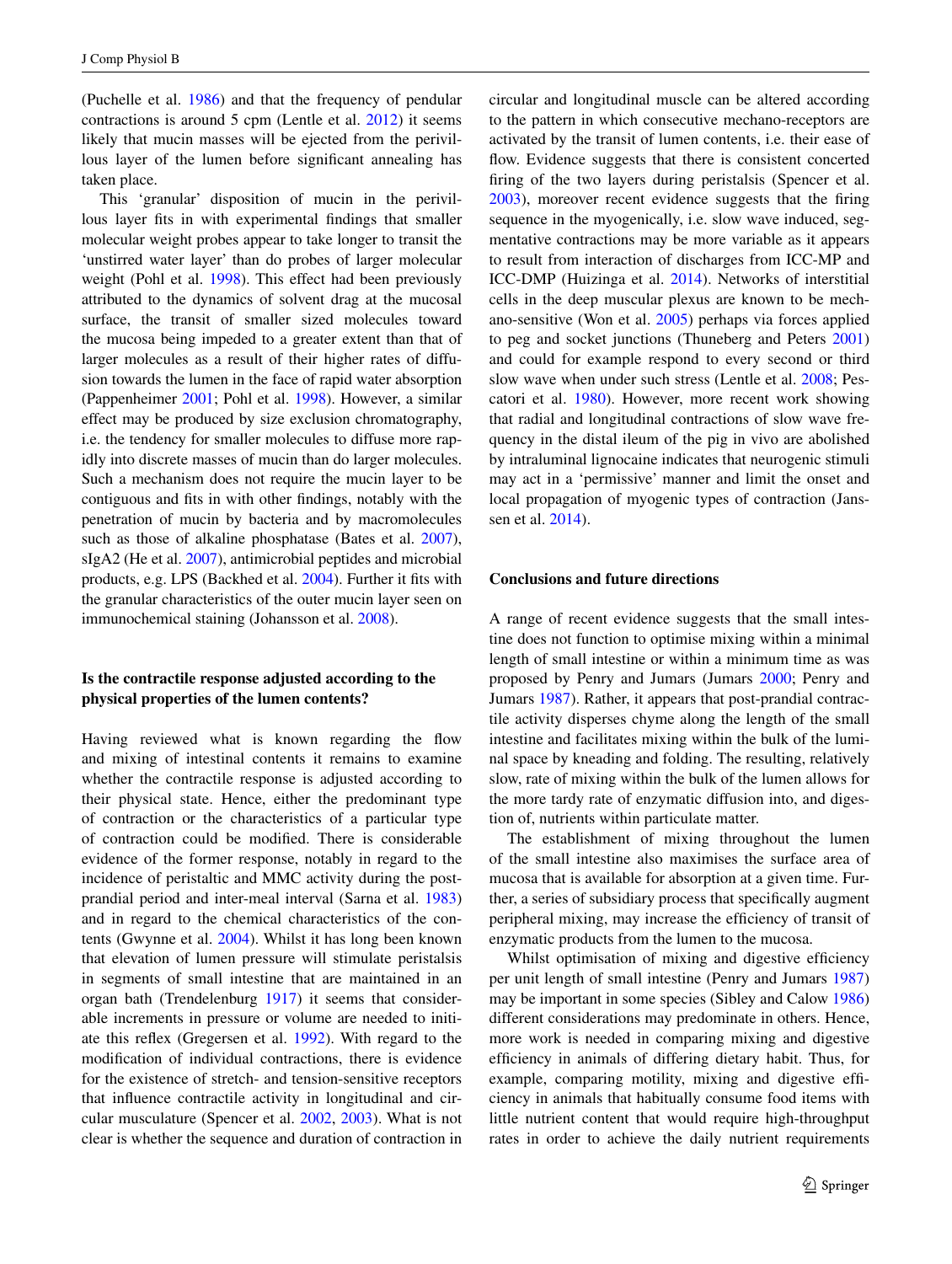(Puchelle et al. 1986) and that the frequency of pendular contractions is around 5 cpm (Lentle et al. 2012) it seems likely that mucin masses will be ejected from the perivillous layer of the lumen before significant annealing has taken place.

This 'granular' disposition of mucin in the perivillous layer fits in with experimental findings that smaller molecular weight probes appear to take longer to transit the 'unstirred water layer' than do probes of larger molecular weight (Pohl et al. 1998). This effect had been previously attributed to the dynamics of solvent drag at the mucosal surface, the transit of smaller sized molecules toward the mucosa being impeded to a greater extent than that of larger molecules as a result of their higher rates of diffusion towards the lumen in the face of rapid water absorption (Pappenheimer 2001; Pohl et al. 1998). However, a similar effect may be produced by size exclusion chromatography, i.e. the tendency for smaller molecules to diffuse more rapidly into discrete masses of mucin than do larger molecules. Such a mechanism does not require the mucin layer to be contiguous and fits in with other findings, notably with the penetration of mucin by bacteria and by macromolecules such as those of alkaline phosphatase (Bates et al. 2007), sIgA2 (He et al. 2007), antimicrobial peptides and microbial products, e.g. LPS (Backhed et al. 2004). Further it fits with the granular characteristics of the outer mucin layer seen on immunochemical staining (Johansson et al. 2008).

## Is the contractile response adjusted according to the physical properties of the lumen contents?

Having reviewed what is known regarding the flow and mixing of intestinal contents it remains to examine whether the contractile response is adjusted according to their physical state. Hence, either the predominant type of contraction or the characteristics of a particular type of contraction could be modified. There is considerable evidence of the former response, notably in regard to the incidence of peristaltic and MMC activity during the post-prandial period and inter-meal interval (Sarna et al. 1983) and in regard to the chemical characteristics of the contents (Gwynne et al. 2004). Whilst it has long been known that elevation of lumen pressure will stimulate peristalsis in segments of small intestine that are maintained in an organ bath (Trendelenburg 1917) it seems that considerable increments in pressure or volume are needed to initiate this reflex (Gregersen et al. 1992). With regard to the modification of individual contractions, there is evidence for the existence of stretch- and tension-sensitive receptors that influence contractile activity in longitudinal and circular musculature (Spencer et al. 2002, 2003). What is not clear is whether the sequence and duration of contraction in circular and longitudinal muscle can be altered according to the pattern in which consecutive mechano-receptors are activated by the transit of lumen contents, i.e. their ease of flow. Evidence suggests that there is consistent concerted firing of the two layers during peristalsis (Spencer et al. 2003), moreover recent evidence suggests that the firing sequence in the myogenically, i.e. slow wave induced, segmentative contractions may be more variable as it appears to result from interaction of discharges from ICC-MP and ICC-DMP (Huizinga et al. 2014). Networks of interstitial cells in the deep muscular plexus are known to be mechano-sensitive (Won et al. 2005) perhaps via forces applied to peg and socket junctions (Thuneberg and Peters 2001) and could for example respond to every second or third slow wave when under such stress (Lentle et al. 2008; Pescatori et al. 1980). However, more recent work showing that radial and longitudinal contractions of slow wave frequency in the distal ileum of the pig in vivo are abolished by intraluminal lignocaine indicates that neurogenic stimuli may act in a 'permissive' manner and limit the onset and local propagation of myogenic types of contraction (Janssen et al. 2014).

## Conclusions and future directions

A range of recent evidence suggests that the small intestine does not function to optimise mixing within a minimal length of small intestine or within a minimum time as was proposed by Penry and Jumars (Jumars 2000; Penry and Jumars 1987). Rather, it appears that post-prandial contractile activity disperses chyme along the length of the small intestine and facilitates mixing within the bulk of the luminal space by kneading and folding. The resulting, relatively slow, rate of mixing within the bulk of the lumen allows for the more tardy rate of enzymatic diffusion into, and digestion of, nutrients within particulate matter.

The establishment of mixing throughout the lumen of the small intestine also maximises the surface area of mucosa that is available for absorption at a given time. Further, a series of subsidiary process that specifically augment peripheral mixing, may increase the efficiency of transit of enzymatic products from the lumen to the mucosa.

Whilst optimisation of mixing and digestive efficiency per unit length of small intestine (Penry and Jumars 1987) may be important in some species (Sibley and Calow 1986) different considerations may predominate in others. Hence, more work is needed in comparing mixing and digestive efficiency in animals of differing dietary habit. Thus, for example, comparing motility, mixing and digestive efficiency in animals that habitually consume food items with little nutrient content that would require high-throughput rates in order to achieve the daily nutrient requirements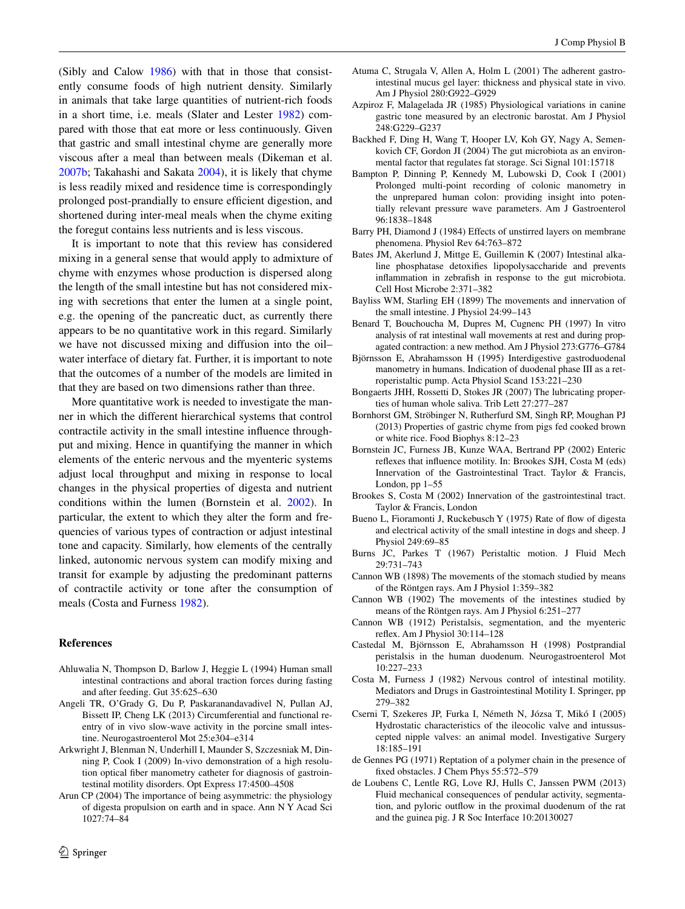(Sibly and Calow 1986) with that in those that consistently consume foods of high nutrient density. Similarly in animals that take large quantities of nutrient-rich foods in a short time, i.e. meals (Slater and Lester 1982) compared with those that eat more or less continuously. Given that gastric and small intestinal chyme are generally more viscous after a meal than between meals (Dikeman et al. 2007b; Takahashi and Sakata 2004), it is likely that chyme is less readily mixed and residence time is correspondingly prolonged post-prandially to ensure efficient digestion, and shortened during inter-meal meals when the chyme exiting the foregut contains less nutrients and is less viscous.

It is important to note that this review has considered mixing in a general sense that would apply to admixture of chyme with enzymes whose production is dispersed along the length of the small intestine but has not considered mixing with secretions that enter the lumen at a single point, e.g. the opening of the pancreatic duct, as currently there appears to be no quantitative work in this regard. Similarly we have not discussed mixing and diffusion into the oil–water interface of dietary fat. Further, it is important to note that the outcomes of a number of the models are limited in that they are based on two dimensions rather than three.

More quantitative work is needed to investigate the manner in which the different hierarchical systems that control contractile activity in the small intestine influence throughput and mixing. Hence in quantifying the manner in which elements of the enteric nervous and the myenteric systems adjust local throughput and mixing in response to local changes in the physical properties of digesta and nutrient conditions within the lumen (Bornstein et al. 2002). In particular, the extent to which they alter the form and frequencies of various types of contraction or adjust intestinal tone and capacity. Similarly, how elements of the centrally linked, autonomic nervous system can modify mixing and transit for example by adjusting the predominant patterns of contractile activity or tone after the consumption of meals (Costa and Furness 1982).

## References

- Ahluwalia N, Thompson D, Barlow J, Heggie L (1994) Human small intestinal contractions and aboral traction forces during fasting and after feeding. Gut 35:625–630
- Angeli TR, O'Grady G, Du P, Paskaranandavadivel N, Pullan AJ, Bissett IP, Cheng LK (2013) Circumferential and functional re-entry of in vivo slow-wave activity in the porcine small intestine. Neurogastroenterol Mot 25:e304–e314
- Arkwright J, Blenman N, Underhill I, Maunder S, Szczesniak M, Dinning P, Cook I (2009) In-vivo demonstration of a high resolution optical fiber manometry catheter for diagnosis of gastrointestinal motility disorders. Opt Express 17:4500–4508
- Arun CP (2004) The importance of being asymmetric: the physiology of digesta propulsion on earth and in space. Ann N Y Acad Sci 1027:74–84
- Atuma C, Strugala V, Allen A, Holm L (2001) The adherent gastrointestinal mucus gel layer: thickness and physical state in vivo. Am J Physiol 280:G922–G929
- Azpiroz F, Malagelada JR (1985) Physiological variations in canine gastric tone measured by an electronic barostat. Am J Physiol 248:G229–G237
- Backhed F, Ding H, Wang T, Hooper LV, Koh GY, Nagy A, Semenkovich CF, Gordon JI (2004) The gut microbiota as an environmental factor that regulates fat storage. Sci Signal 101:15718
- Bampton P, Dinning P, Kennedy M, Lubowski D, Cook I (2001) Prolonged multi-point recording of colonic manometry in the unprepared human colon: providing insight into potentially relevant pressure wave parameters. Am J Gastroenterol 96:1838–1848
- Barry PH, Diamond J (1984) Effects of unstirred layers on membrane phenomena. Physiol Rev 64:763–872
- Bates JM, Akerlund J, Mittge E, Guillemin K (2007) Intestinal alkaline phosphatase detoxifies lipopolysaccharide and prevents inflammation in zebrafish in response to the gut microbiota. Cell Host Microbe 2:371–382
- Bayliss WM, Starling EH (1899) The movements and innervation of the small intestine. J Physiol 24:99–143
- Benard T, Bouchoucha M, Dupres M, Cugnenc PH (1997) In vitro analysis of rat intestinal wall movements at rest and during propagated contraction: a new method. Am J Physiol 273:G776–G784
- Björnsson E, Abrahamsson H (1995) Interdigestive gastroduodenal manometry in humans. Indication of duodenal phase III as a retroperistaltic pump. Acta Physiol Scand 153:221–230
- Bongaerts JHH, Rossetti D, Stokes JR (2007) The lubricating properties of human whole saliva. Trib Lett 27:277–287
- Bornhorst GM, Ströbinger N, Rutherfurd SM, Singh RP, Moughan PJ (2013) Properties of gastric chyme from pigs fed cooked brown or white rice. Food Biophys 8:12–23
- Bornstein JC, Furness JB, Kunze WAA, Bertrand PP (2002) Enteric reflexes that influence motility. In: Brookes SJH, Costa M (eds) Innervation of the Gastrointestinal Tract. Taylor & Francis, London, pp 1–55
- Brookes S, Costa M (2002) Innervation of the gastrointestinal tract. Taylor & Francis, London
- Bueno L, Fioramonti J, Ruckebusch Y (1975) Rate of flow of digesta and electrical activity of the small intestine in dogs and sheep. J Physiol 249:69–85
- Burns JC, Parkes T (1967) Peristaltic motion. J Fluid Mech 29:731–743
- Cannon WB (1898) The movements of the stomach studied by means of the Röntgen rays. Am J Physiol 1:359–382
- Cannon WB (1902) The movements of the intestines studied by means of the Röntgen rays. Am J Physiol 6:251–277
- Cannon WB (1912) Peristalsis, segmentation, and the myenteric reflex. Am J Physiol 30:114–128
- Castedal M, Björnsson E, Abrahamsson H (1998) Postprandial peristalsis in the human duodenum. Neurogastroenterol Mot 10:227–233
- Costa M, Furness J (1982) Nervous control of intestinal motility. Mediators and Drugs in Gastrointestinal Motility I. Springer, pp 279–382
- Cserni T, Szekeres JP, Furka I, Németh N, Józsa T, Mikó I (2005) Hydrostatic characteristics of the ileocolic valve and intussuscepted nipple valves: an animal model. Investigative Surgery 18:185–191
- de Gennes PG (1971) Reptation of a polymer chain in the presence of fixed obstacles. J Chem Phys 55:572–579
- de Loubens C, Lentle RG, Love RJ, Hulls C, Janssen PWM (2013) Fluid mechanical consequences of pendular activity, segmentation, and pyloric outflow in the proximal duodenum of the rat and the guinea pig. J R Soc Interface 10:20130027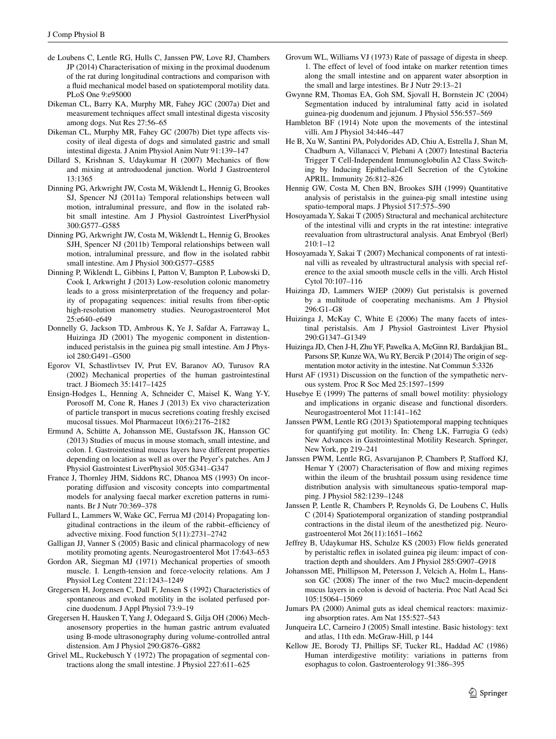de Loubens C, Lentle RG, Hulls C, Janssen PW, Love RJ, Chambers JP (2014) Characterisation of mixing in the proximal duodenum of the rat during longitudinal contractions and comparison with a fluid mechanical model based on spatiotemporal motility data. PLoS One 9:e95000

Dikeman CL, Barry KA, Murphy MR, Fahey JGC (2007a) Diet and measurement techniques affect small intestinal digesta viscosity among dogs. Nut Res 27:56–65

Dikeman CL, Murphy MR, Fahey GC (2007b) Diet type affects viscosity of ileal digesta of dogs and simulated gastric and small intestinal digesta. J Anim Physiol Anim Nutr 91:139–147

Dillard S, Krishnan S, Udaykumar H (2007) Mechanics of flow and mixing at antroduodenal junction. World J Gastroenterol 13:1365

Dinning PG, Arkwright JW, Costa M, Wiklendt L, Hennig G, Brookes SJ, Spencer NJ (2011a) Temporal relationships between wall motion, intraluminal pressure, and flow in the isolated rabbit small intestine. Am J Physiol Gastrointest LiverPhysiol 300:G577–G585

Dinning PG, Arkwright JW, Costa M, Wiklendt L, Hennig G, Brookes SJH, Spencer NJ (2011b) Temporal relationships between wall motion, intraluminal pressure, and flow in the isolated rabbit small intestine. Am J Physiol 300:G577–G585

Dinning P, Wiklendt L, Gibbins I, Patton V, Bampton P, Lubowski D, Cook I, Arkwright J (2013) Low-resolution colonic manometry leads to a gross misinterpretation of the frequency and polarity of propagating sequences: initial results from fiber-optic high-resolution manometry studies. Neurogastroenterol Mot 25:e640–e649

Donnelly G, Jackson TD, Ambrous K, Ye J, Safdar A, Farraway L, Huizinga JD (2001) The myogenic component in distention-induced peristalsis in the guinea pig small intestine. Am J Physiol 280:G491–G500

Egorov VI, Schastlivtsev IV, Prut EV, Baranov AO, Turusov RA (2002) Mechanical properties of the human gastrointestinal tract. J Biomech 35:1417–1425

Ensign-Hodges L, Henning A, Schneider C, Maisel K, Wang Y-Y, Porosoff M, Cone R, Hanes J (2013) Ex vivo characterization of particle transport in mucus secretions coating freshly excised mucosal tissues. Mol Pharmaceut 10(6):2176–2182

Ermund A, Schütte A, Johansson ME, Gustafsson JK, Hansson GC (2013) Studies of mucus in mouse stomach, small intestine, and colon. I. Gastrointestinal mucus layers have different properties depending on location as well as over the Peyer's patches. Am J Physiol Gastrointest LiverPhysiol 305:G341–G347

France J, Thornley JHM, Siddons RC, Dhanoa MS (1993) On incorporating diffusion and viscosity concepts into compartmental models for analysing faecal marker excretion patterns in ruminants. Br J Nutr 70:369–378

Fullard L, Lammers W, Wake GC, Ferrua MJ (2014) Propagating longitudinal contractions in the ileum of the rabbit–efficiency of advective mixing. Food function 5(11):2731–2742

Galligan JJ, Vanner S (2005) Basic and clinical pharmacology of new motility promoting agents. Neurogastroenterol Mot 17:643–653

Gordon AR, Siegman MJ (1971) Mechanical properties of smooth muscle. I. Length-tension and force-velocity relations. Am J Physiol Leg Content 221:1243–1249

Gregersen H, Jorgensen C, Dall F, Jensen S (1992) Characteristics of spontaneous and evoked motility in the isolated perfused porcine duodenum. J Appl Physiol 73:9–19

Gregersen H, Hausken T, Yang J, Odegaard S, Gilja OH (2006) Mechanosensory properties in the human gastric antrum evaluated using B-mode ultrasonography during volume-controlled antral distension. Am J Physiol 290:G876–G882

Grivel ML, Ruckebusch Y (1972) The propagation of segmental contractions along the small intestine. J Physiol 227:611–625

Grovum WL, Williams VJ (1973) Rate of passage of digesta in sheep. 1. The effect of level of food intake on marker retention times along the small intestine and on apparent water absorption in the small and large intestines. Br J Nutr 29:13–21

Gwynne RM, Thomas EA, Goh SM, Sjovall H, Bornstein JC (2004) Segmentation induced by intraluminal fatty acid in isolated guinea-pig duodenum and jejunum. J Physiol 556:557–569

Hambleton BF (1914) Note upon the movements of the intestinal villi. Am J Physiol 34:446–447

He B, Xu W, Santini PA, Polydorides AD, Chiu A, Estrella J, Shan M, Chadburn A, Villanacci V, Plebani A (2007) Intestinal Bacteria Trigger T Cell-Independent Immunoglobulin A2 Class Switching by Inducing Epithelial-Cell Secretion of the Cytokine APRIL. Immunity 26:812–826

Hennig GW, Costa M, Chen BN, Brookes SJH (1999) Quantitative analysis of peristalsis in the guinea-pig small intestine using spatio-temporal maps. J Physiol 517:575–590

Hosoyamada Y, Sakai T (2005) Structural and mechanical architecture of the intestinal villi and crypts in the rat intestine: integrative reevaluation from ultrastructural analysis. Anat Embryol (Berl) 210:1–12

Hosoyamada Y, Sakai T (2007) Mechanical components of rat intestinal villi as revealed by ultrastructural analysis with special reference to the axial smooth muscle cells in the villi. Arch Histol Cytol 70:107–116

Huizinga JD, Lammers WJEP (2009) Gut peristalsis is governed by a multitude of cooperating mechanisms. Am J Physiol 296:G1–G8

Huizinga J, McKay C, White E (2006) The many facets of intestinal peristalsis. Am J Physiol Gastrointest Liver Physiol 290:G1347–G1349

Huizinga JD, Chen J-H, Zhu YF, Pawelka A, McGinn RJ, Bardakjian BL, Parsons SP, Kunze WA, Wu RY, Bercik P (2014) The origin of segmentation motor activity in the intestine. Nat Commun 5:3326

Hurst AF (1931) Discussion on the function of the sympathetic nervous system. Proc R Soc Med 25:1597–1599

Husebye E (1999) The patterns of small bowel motility: physiology and implications in organic disease and functional disorders. Neurogastroenterol Mot 11:141–162

Janssen PWM, Lentle RG (2013) Spatiotemporal mapping techniques for quantifying gut motility. In: Cheng LK, Farrugia G (eds) New Advances in Gastrointestinal Motility Research. Springer, New York, pp 219–241

Janssen PWM, Lentle RG, Asvarujanon P, Chambers P, Stafford KJ, Hemar Y (2007) Characterisation of flow and mixing regimes within the ileum of the brushtail possum using residence time distribution analysis with simultaneous spatio-temporal mapping. J Physiol 582:1239–1248

Janssen P, Lentle R, Chambers P, Reynolds G, De Loubens C, Hulls C (2014) Spatiotemporal organization of standing postprandial contractions in the distal ileum of the anesthetized pig. Neurogastroenterol Mot 26(11):1651–1662

Jeffrey B, Udaykumar HS, Schulze KS (2003) Flow fields generated by peristaltic reflex in isolated guinea pig ileum: impact of contraction depth and shoulders. Am J Physiol 285:G907–G918

Johansson ME, Phillipson M, Petersson J, Velcich A, Holm L, Hansson GC (2008) The inner of the two Muc2 mucin-dependent mucus layers in colon is devoid of bacteria. Proc Natl Acad Sci 105:15064–15069

Jumars PA (2000) Animal guts as ideal chemical reactors: maximizing absorption rates. Am Nat 155:527–543

Junqueira LC, Carneiro J (2005) Small intestine. Basic histology: text and atlas, 11th edn. McGraw-Hill, p 144

Kellow JE, Borody TJ, Phillips SF, Tucker RL, Haddad AC (1986) Human interdigestive motility: variations in patterns from esophagus to colon. Gastroenterology 91:386–395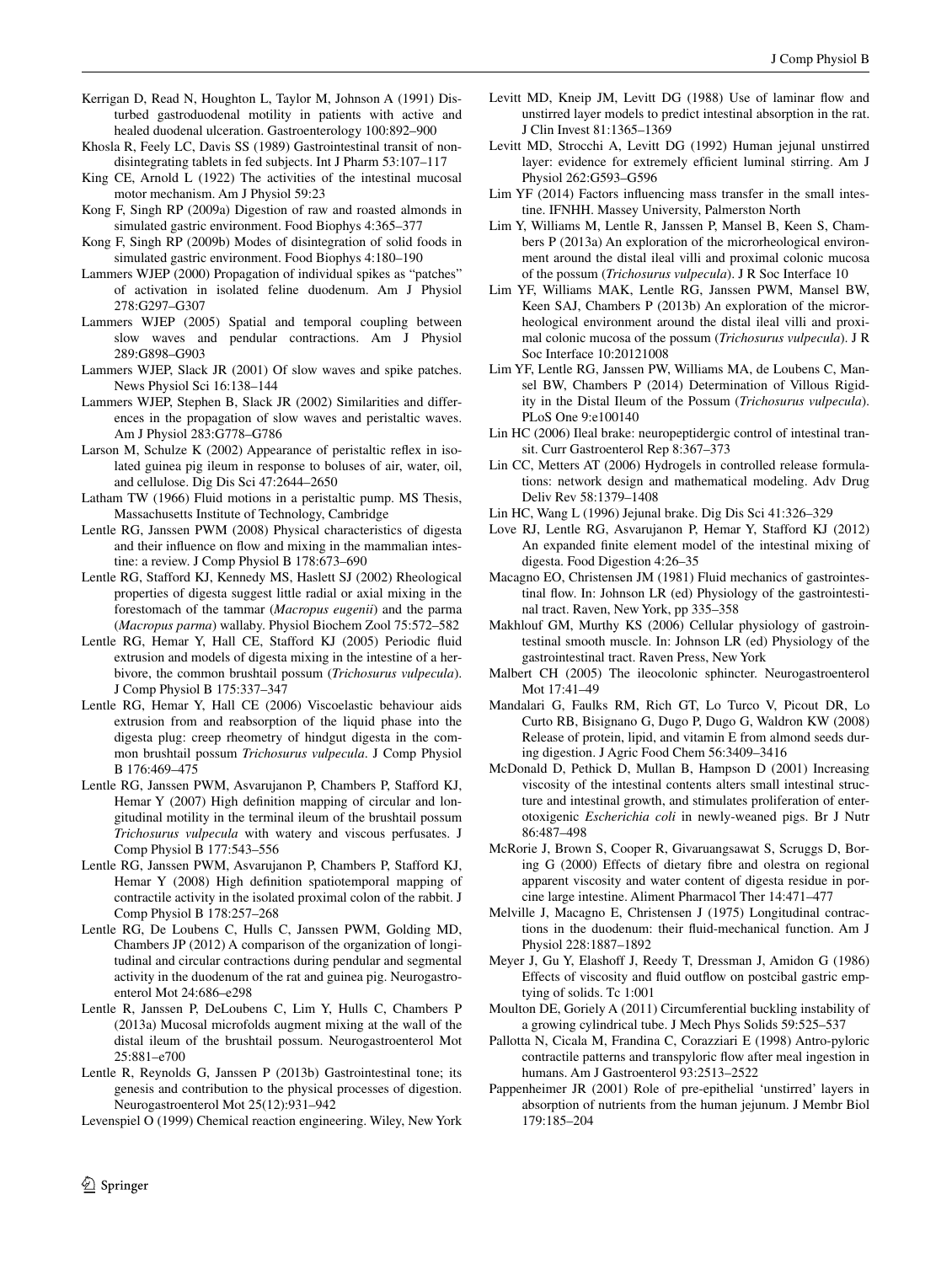Kerrigan D, Read N, Houghton L, Taylor M, Johnson A (1991) Disturbed gastroduodenal motility in patients with active and healed duodenal ulceration. Gastroenterology 100:892–900

Khosla R, Feely LC, Davis SS (1989) Gastrointestinal transit of non-disintegrating tablets in fed subjects. Int J Pharm 53:107–117

King CE, Arnold L (1922) The activities of the intestinal mucosal motor mechanism. Am J Physiol 59:23

Kong F, Singh RP (2009a) Digestion of raw and roasted almonds in simulated gastric environment. Food Biophys 4:365–377

Kong F, Singh RP (2009b) Modes of disintegration of solid foods in simulated gastric environment. Food Biophys 4:180–190

Lammers WJEP (2000) Propagation of individual spikes as "patches" of activation in isolated feline duodenum. Am J Physiol 278:G297–G307

Lammers WJEP (2005) Spatial and temporal coupling between slow waves and pendular contractions. Am J Physiol 289:G898–G903

Lammers WJEP, Slack JR (2001) Of slow waves and spike patches. News Physiol Sci 16:138–144

Lammers WJEP, Stephen B, Slack JR (2002) Similarities and differences in the propagation of slow waves and peristaltic waves. Am J Physiol 283:G778–G786

Larson M, Schulze K (2002) Appearance of peristaltic reflex in isolated guinea pig ileum in response to boluses of air, water, oil, and cellulose. Dig Dis Sci 47:2644–2650

Latham TW (1966) Fluid motions in a peristaltic pump. MS Thesis, Massachusetts Institute of Technology, Cambridge

Lentle RG, Janssen PWM (2008) Physical characteristics of digesta and their influence on flow and mixing in the mammalian intestine: a review. J Comp Physiol B 178:673–690

Lentle RG, Stafford KJ, Kennedy MS, Haslett SJ (2002) Rheological properties of digesta suggest little radial or axial mixing in the forestomach of the tammar (*Macropus eugenii*) and the parma (*Macropus parma*) wallaby. Physiol Biochem Zool 75:572–582

Lentle RG, Hemar Y, Hall CE, Stafford KJ (2005) Periodic fluid extrusion and models of digesta mixing in the intestine of a herbivore, the common brushtail possum (*Trichosurus vulpecula*). J Comp Physiol B 175:337–347

Lentle RG, Hemar Y, Hall CE (2006) Viscoelastic behaviour aids extrusion from and reabsorption of the liquid phase into the digesta plug: creep rheometry of hindgut digesta in the common brushtail possum *Trichosurus vulpecula*. J Comp Physiol B 176:469–475

Lentle RG, Janssen PWM, Asvarujanon P, Chambers P, Stafford KJ, Hemar Y (2007) High definition mapping of circular and longitudinal motility in the terminal ileum of the brushtail possum *Trichosurus vulpecula* with watery and viscous perfusates. J Comp Physiol B 177:543–556

Lentle RG, Janssen PWM, Asvarujanon P, Chambers P, Stafford KJ, Hemar Y (2008) High definition spatiotemporal mapping of contractile activity in the isolated proximal colon of the rabbit. J Comp Physiol B 178:257–268

Lentle RG, De Loubens C, Hulls C, Janssen PWM, Golding MD, Chambers JP (2012) A comparison of the organization of longitudinal and circular contractions during pendular and segmental activity in the duodenum of the rat and guinea pig. Neurogastroenterol Mot 24:686–e298

Lentle R, Janssen P, DeLoubens C, Lim Y, Hulls C, Chambers P (2013a) Mucosal microfolds augment mixing at the wall of the distal ileum of the brushtail possum. Neurogastroenterol Mot 25:881–e700

Lentle R, Reynolds G, Janssen P (2013b) Gastrointestinal tone; its genesis and contribution to the physical processes of digestion. Neurogastroenterol Mot 25(12):931–942

Levenspiel O (1999) Chemical reaction engineering. Wiley, New York

Levitt MD, Kneip JM, Levitt DG (1988) Use of laminar flow and unstirred layer models to predict intestinal absorption in the rat. J Clin Invest 81:1365–1369

Levitt MD, Strocchi A, Levitt DG (1992) Human jejunal unstirred layer: evidence for extremely efficient luminal stirring. Am J Physiol 262:G593–G596

Lim YF (2014) Factors influencing mass transfer in the small intestine. IFNHH. Massey University, Palmerston North

Lim Y, Williams M, Lentle R, Janssen P, Mansel B, Keen S, Chambers P (2013a) An exploration of the microrheological environment around the distal ileal villi and proximal colonic mucosa of the possum (*Trichosurus vulpecula*). J R Soc Interface 10

Lim YF, Williams MAK, Lentle RG, Janssen PWM, Mansel BW, Keen SAJ, Chambers P (2013b) An exploration of the microrheological environment around the distal ileal villi and proximal colonic mucosa of the possum (*Trichosurus vulpecula*). J R Soc Interface 10:20121008

Lim YF, Lentle RG, Janssen PW, Williams MA, de Loubens C, Mansel BW, Chambers P (2014) Determination of Villous Rigidity in the Distal Ileum of the Possum (*Trichosurus vulpecula*). PLoS One 9:e100140

Lin HC (2006) Ileal brake: neuropeptidergic control of intestinal transit. Curr Gastroenterol Rep 8:367–373

Lin CC, Metters AT (2006) Hydrogels in controlled release formulations: network design and mathematical modeling. Adv Drug Deliv Rev 58:1379–1408

Lin HC, Wang L (1996) Jejunal brake. Dig Dis Sci 41:326–329

Love RJ, Lentle RG, Asvarujanon P, Hemar Y, Stafford KJ (2012) An expanded finite element model of the intestinal mixing of digesta. Food Digestion 4:26–35

Macagno EO, Christensen JM (1981) Fluid mechanics of gastrointestinal flow. In: Johnson LR (ed) Physiology of the gastrointestinal tract. Raven, New York, pp 335–358

Makhlouf GM, Murthy KS (2006) Cellular physiology of gastrointestinal smooth muscle. In: Johnson LR (ed) Physiology of the gastrointestinal tract. Raven Press, New York

Malbert CH (2005) The ileocolonic sphincter. Neurogastroenterol Mot 17:41–49

Mandalari G, Faulks RM, Rich GT, Lo Turco V, Picout DR, Lo Curto RB, Bisignano G, Dugo P, Dugo G, Waldron KW (2008) Release of protein, lipid, and vitamin E from almond seeds during digestion. J Agric Food Chem 56:3409–3416

McDonald D, Pethick D, Mullan B, Hampson D (2001) Increasing viscosity of the intestinal contents alters small intestinal structure and intestinal growth, and stimulates proliferation of enterotoxigenic *Escherichia coli* in newly-weaned pigs. Br J Nutr 86:487–498

McRorie J, Brown S, Cooper R, Givaruangsawat S, Scruggs D, Boring G (2000) Effects of dietary fibre and olestra on regional apparent viscosity and water content of digesta residue in porcine large intestine. Aliment Pharmacol Ther 14:471–477

Melville J, Macagno E, Christensen J (1975) Longitudinal contractions in the duodenum: their fluid-mechanical function. Am J Physiol 228:1887–1892

Meyer J, Gu Y, Elashoff J, Reedy T, Dressman J, Amidon G (1986) Effects of viscosity and fluid outflow on postcibal gastric emptying of solids. Tc 1:001

Moulton DE, Goriely A (2011) Circumferential buckling instability of a growing cylindrical tube. J Mech Phys Solids 59:525–537

Pallotta N, Cicala M, Frandina C, Corazziari E (1998) Antro-pyloric contractile patterns and transpyloric flow after meal ingestion in humans. Am J Gastroenterol 93:2513–2522

Pappenheimer JR (2001) Role of pre-epithelial 'unstirred' layers in absorption of nutrients from the human jejunum. J Membr Biol 179:185–204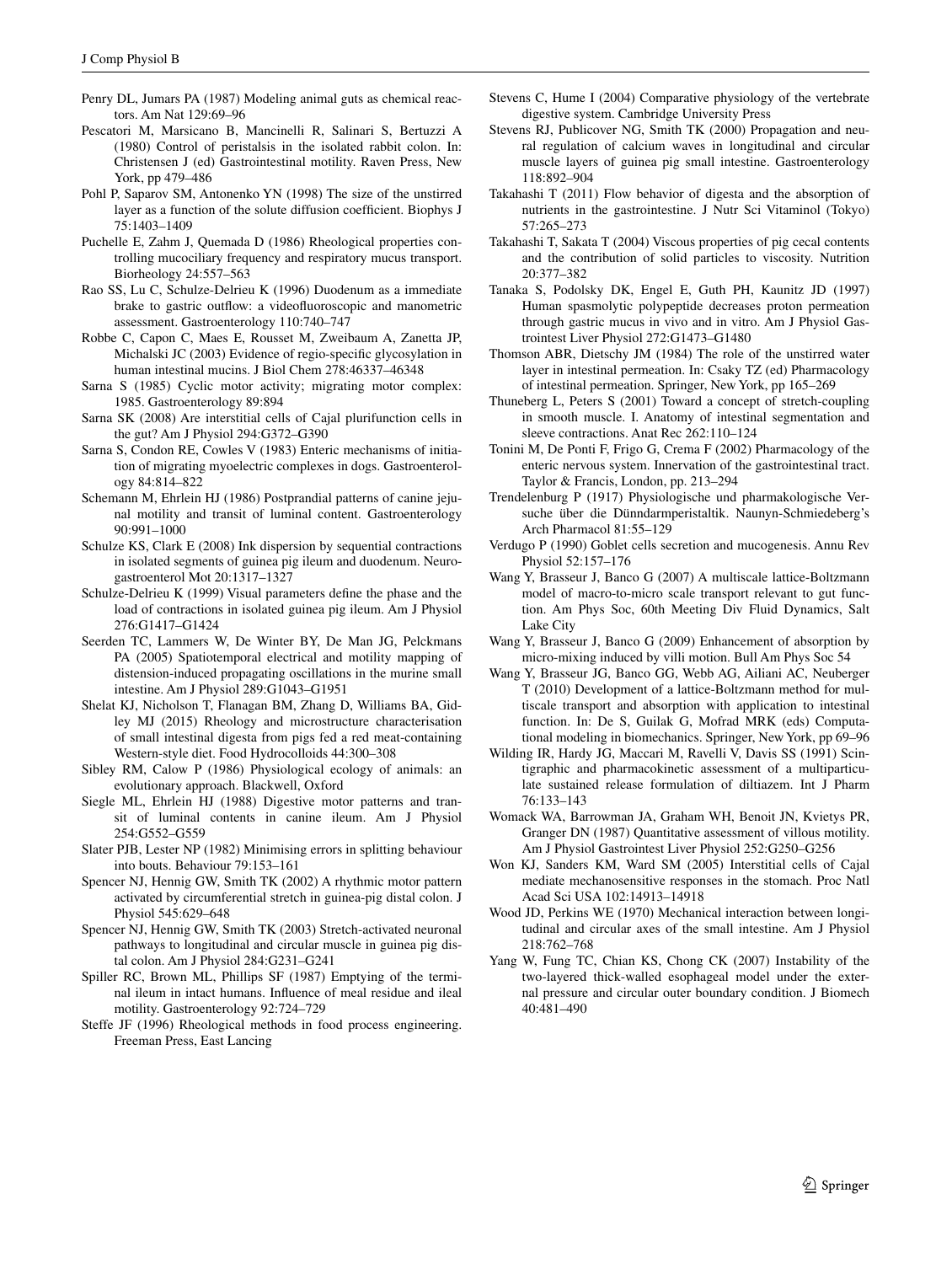Penry DL, Jumars PA (1987) Modeling animal guts as chemical reactors. Am Nat 129:69–96

Pescatori M, Marsicano B, Mancinelli R, Salinari S, Bertuzzi A (1980) Control of peristalsis in the isolated rabbit colon. In: Christensen J (ed) Gastrointestinal motility. Raven Press, New York, pp 479–486

Pohl P, Saparov SM, Antonenko YN (1998) The size of the unstirred layer as a function of the solute diffusion coefficient. Biophys J 75:1403–1409

Puchelle E, Zahm J, Quemada D (1986) Rheological properties controlling mucociliary frequency and respiratory mucus transport. Biorheology 24:557–563

Rao SS, Lu C, Schulze-Delrieu K (1996) Duodenum as a immediate brake to gastric outflow: a videofluoroscopic and manometric assessment. Gastroenterology 110:740–747

Robbe C, Capon C, Maes E, Rousset M, Zweibaum A, Zanetta JP, Michalski JC (2003) Evidence of regio-specific glycosylation in human intestinal mucins. J Biol Chem 278:46337–46348

Sarna S (1985) Cyclic motor activity; migrating motor complex: 1985. Gastroenterology 89:894

Sarna SK (2008) Are interstitial cells of Cajal plurifunction cells in the gut? Am J Physiol 294:G372–G390

Sarna S, Condon RE, Cowles V (1983) Enteric mechanisms of initiation of migrating myoelectric complexes in dogs. Gastroenterology 84:814–822

Schemann M, Ehrlein HJ (1986) Postprandial patterns of canine jejunal motility and transit of luminal content. Gastroenterology 90:991–1000

Schulze KS, Clark E (2008) Ink dispersion by sequential contractions in isolated segments of guinea pig ileum and duodenum. Neurogastroenterol Mot 20:1317–1327

Schulze-Delrieu K (1999) Visual parameters define the phase and the load of contractions in isolated guinea pig ileum. Am J Physiol 276:G1417–G1424

Seerden TC, Lammers W, De Winter BY, De Man JG, Pelckmans PA (2005) Spatiotemporal electrical and motility mapping of distension-induced propagating oscillations in the murine small intestine. Am J Physiol 289:G1043–G1951

Shelat KJ, Nicholson T, Flanagan BM, Zhang D, Williams BA, Gidley MJ (2015) Rheology and microstructure characterisation of small intestinal digesta from pigs fed a red meat-containing Western-style diet. Food Hydrocolloids 44:300–308

Sibley RM, Calow P (1986) Physiological ecology of animals: an evolutionary approach. Blackwell, Oxford

Siegle ML, Ehrlein HJ (1988) Digestive motor patterns and transit of luminal contents in canine ileum. Am J Physiol 254:G552–G559

Slater PJB, Lester NP (1982) Minimising errors in splitting behaviour into bouts. Behaviour 79:153–161

Spencer NJ, Hennig GW, Smith TK (2002) A rhythmic motor pattern activated by circumferential stretch in guinea-pig distal colon. J Physiol 545:629–648

Spencer NJ, Hennig GW, Smith TK (2003) Stretch-activated neuronal pathways to longitudinal and circular muscle in guinea pig distal colon. Am J Physiol 284:G231–G241

Spiller RC, Brown ML, Phillips SF (1987) Emptying of the terminal ileum in intact humans. Influence of meal residue and ileal motility. Gastroenterology 92:724–729

Steffe JF (1996) Rheological methods in food process engineering. Freeman Press, East Lancing

Stevens C, Hume I (2004) Comparative physiology of the vertebrate digestive system. Cambridge University Press

Stevens RJ, Publicover NG, Smith TK (2000) Propagation and neural regulation of calcium waves in longitudinal and circular muscle layers of guinea pig small intestine. Gastroenterology 118:892–904

Takahashi T (2011) Flow behavior of digesta and the absorption of nutrients in the gastrointestine. J Nutr Sci Vitaminol (Tokyo) 57:265–273

Takahashi T, Sakata T (2004) Viscous properties of pig cecal contents and the contribution of solid particles to viscosity. Nutrition 20:377–382

Tanaka S, Podolsky DK, Engel E, Guth PH, Kaunitz JD (1997) Human spasmolytic polypeptide decreases proton permeation through gastric mucus in vivo and in vitro. Am J Physiol Gastrointest Liver Physiol 272:G1473–G1480

Thomson ABR, Dietschy JM (1984) The role of the unstirred water layer in intestinal permeation. In: Csaky TZ (ed) Pharmacology of intestinal permeation. Springer, New York, pp 165–269

Thuneberg L, Peters S (2001) Toward a concept of stretch-coupling in smooth muscle. I. Anatomy of intestinal segmentation and sleeve contractions. Anat Rec 262:110–124

Tonini M, De Ponti F, Frigo G, Crema F (2002) Pharmacology of the enteric nervous system. Innervation of the gastrointestinal tract. Taylor & Francis, London, pp. 213–294

Trendelenburg P (1917) Physiologische und pharmakologische Versuche über die Dünndarmperistaltik. Naunyn-Schmiedeberg's Arch Pharmacol 81:55–129

Verdugo P (1990) Goblet cells secretion and mucogenesis. Annu Rev Physiol 52:157–176

Wang Y, Brasseur J, Banco G (2007) A multiscale lattice-Boltzmann model of macro-to-micro scale transport relevant to gut function. Am Phys Soc, 60th Meeting Div Fluid Dynamics, Salt Lake City

Wang Y, Brasseur J, Banco G (2009) Enhancement of absorption by micro-mixing induced by villi motion. Bull Am Phys Soc 54

Wang Y, Brasseur JG, Banco GG, Webb AG, Ailiani AC, Neuberger T (2010) Development of a lattice-Boltzmann method for multiscale transport and absorption with application to intestinal function. In: De S, Guilak G, Mofrad MRK (eds) Computational modeling in biomechanics. Springer, New York, pp 69–96

Wilding IR, Hardy JG, Maccari M, Ravelli V, Davis SS (1991) Scintigraphic and pharmacokinetic assessment of a multiparticulate sustained release formulation of diltiazem. Int J Pharm 76:133–143

Womack WA, Barrowman JA, Graham WH, Benoit JN, Kvietys PR, Granger DN (1987) Quantitative assessment of villous motility. Am J Physiol Gastrointest Liver Physiol 252:G250–G256

Won KJ, Sanders KM, Ward SM (2005) Interstitial cells of Cajal mediate mechanosensitive responses in the stomach. Proc Natl Acad Sci USA 102:14913–14918

Wood JD, Perkins WE (1970) Mechanical interaction between longitudinal and circular axes of the small intestine. Am J Physiol 218:762–768

Yang W, Fung TC, Chian KS, Chong CK (2007) Instability of the two-layered thick-walled esophageal model under the external pressure and circular outer boundary condition. J Biomech 40:481–490